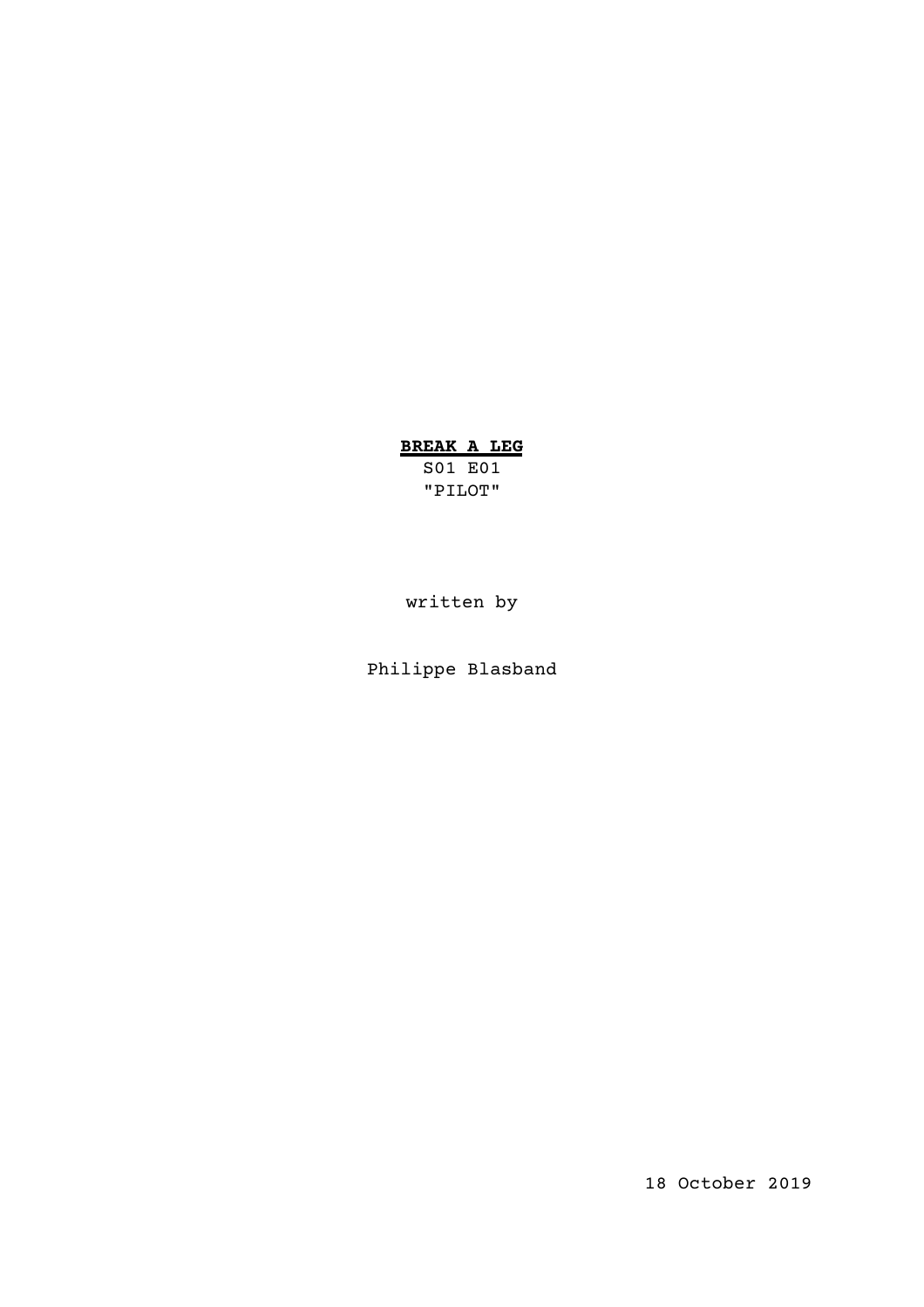**BREAK A LEG**

S01 E01

"PILOT"

written by

Philippe Blasband

18 October 2019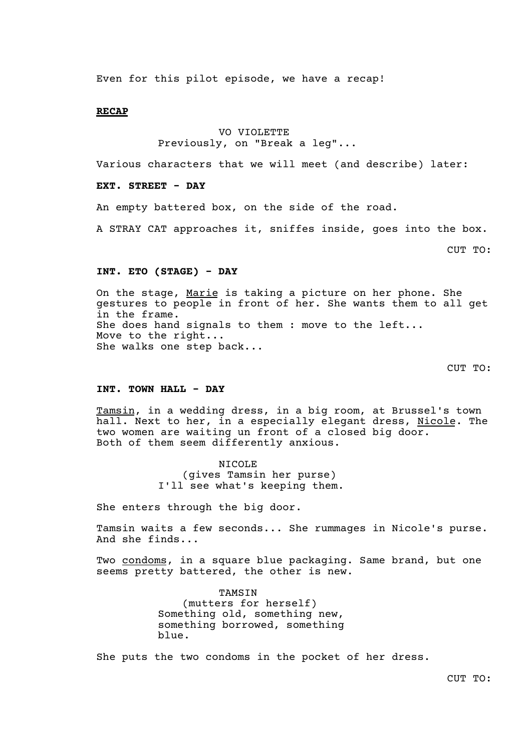Even for this pilot episode, we have a recap!

**RECAP**

VO VIOLETTE
Previously, on "Break a leg"...

Various characters that we will meet (and describe) later:

**EXT. STREET - DAY**

An empty battered box, on the side of the road.

A STRAY CAT approaches it, sniffes inside, goes into the box.

CUT TO:

**INT. ETO (STAGE) - DAY**

On the stage, Marie is taking a picture on her phone. She gestures to people in front of her. She wants them to all get in the frame.
She does hand signals to them : move to the left...
Move to the right...
She walks one step back...

CUT TO:

**INT. TOWN HALL - DAY**

Tamsin, in a wedding dress, in a big room, at Brussel's town hall. Next to her, in a especially elegant dress, Nicole. The two women are waiting un front of a closed big door.
Both of them seem differently anxious.

NICOLE
(gives Tamsin her purse)
I'll see what's keeping them.

She enters through the big door.

Tamsin waits a few seconds... She rummages in Nicole's purse. And she finds...

Two condoms, in a square blue packaging. Same brand, but one seems pretty battered, the other is new.

TAMSIN
(mutters for herself)
Something old, something new, something borrowed, something blue.

She puts the two condoms in the pocket of her dress.

CUT TO: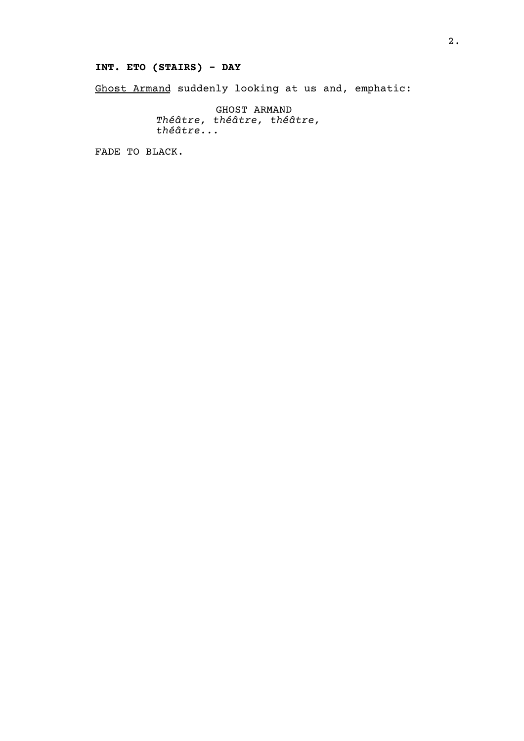**INT. ETO (STAIRS) - DAY**

Ghost Armand suddenly looking at us and, emphatic:

GHOST ARMAND
*Théâtre, théâtre, théâtre, théâtre...*

FADE TO BLACK.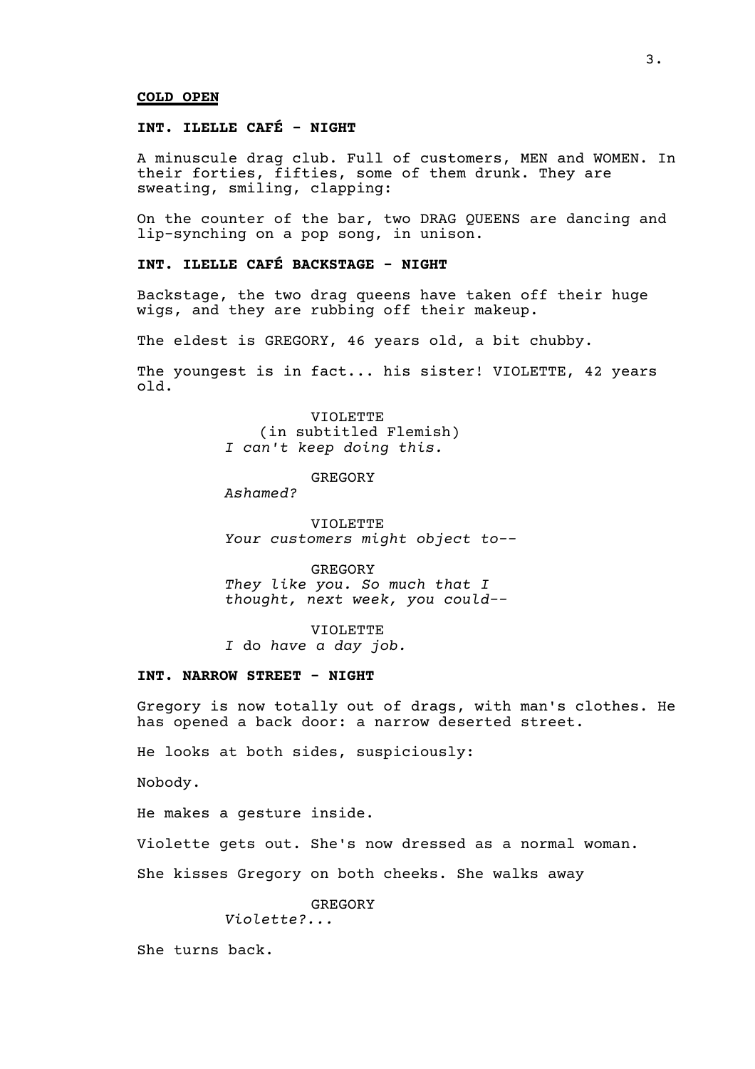**COLD OPEN**

**INT. ILELLE CAFÉ - NIGHT**

A minuscule drag club. Full of customers, MEN and WOMEN. In their forties, fifties, some of them drunk. They are sweating, smiling, clapping:

On the counter of the bar, two DRAG QUEENS are dancing and lip-synching on a pop song, in unison.

**INT. ILELLE CAFÉ BACKSTAGE - NIGHT**

Backstage, the two drag queens have taken off their huge wigs, and they are rubbing off their makeup.

The eldest is GREGORY, 46 years old, a bit chubby.

The youngest is in fact... his sister! VIOLETTE, 42 years old.

VIOLETTE
(in subtitled Flemish)
*I can't keep doing this.*

GREGORY
*Ashamed?*

VIOLETTE
*Your customers might object to--*

GREGORY
*They like you. So much that I thought, next week, you could--*

VIOLETTE
*I* do *have a day job.*

**INT. NARROW STREET - NIGHT**

Gregory is now totally out of drags, with man's clothes. He has opened a back door: a narrow deserted street.

He looks at both sides, suspiciously:

Nobody.

He makes a gesture inside.

Violette gets out. She's now dressed as a normal woman.

She kisses Gregory on both cheeks. She walks away

GREGORY
*Violette?...*

She turns back.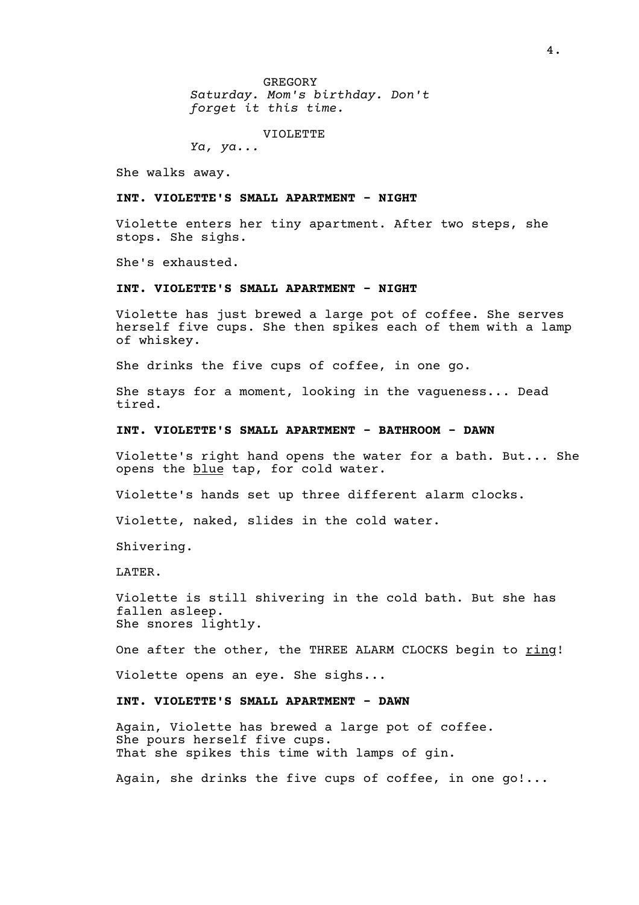GREGORY
*Saturday. Mom's birthday. Don't forget it this time.*

VIOLETTE
*Ya, ya...*

She walks away.

**INT. VIOLETTE'S SMALL APARTMENT - NIGHT**

Violette enters her tiny apartment. After two steps, she stops. She sighs.

She's exhausted.

**INT. VIOLETTE'S SMALL APARTMENT - NIGHT**

Violette has just brewed a large pot of coffee. She serves herself five cups. She then spikes each of them with a lamp of whiskey.

She drinks the five cups of coffee, in one go.

She stays for a moment, looking in the vagueness... Dead tired.

**INT. VIOLETTE'S SMALL APARTMENT - BATHROOM - DAWN**

Violette's right hand opens the water for a bath. But... She opens the <u>blue</u> tap, for cold water.

Violette's hands set up three different alarm clocks.

Violette, naked, slides in the cold water.

Shivering.

LATER.

Violette is still shivering in the cold bath. But she has fallen asleep.
She snores lightly.

One after the other, the THREE ALARM CLOCKS begin to <u>ring</u>!

Violette opens an eye. She sighs...

**INT. VIOLETTE'S SMALL APARTMENT - DAWN**

Again, Violette has brewed a large pot of coffee.
She pours herself five cups.
That she spikes this time with lamps of gin.

Again, she drinks the five cups of coffee, in one go!...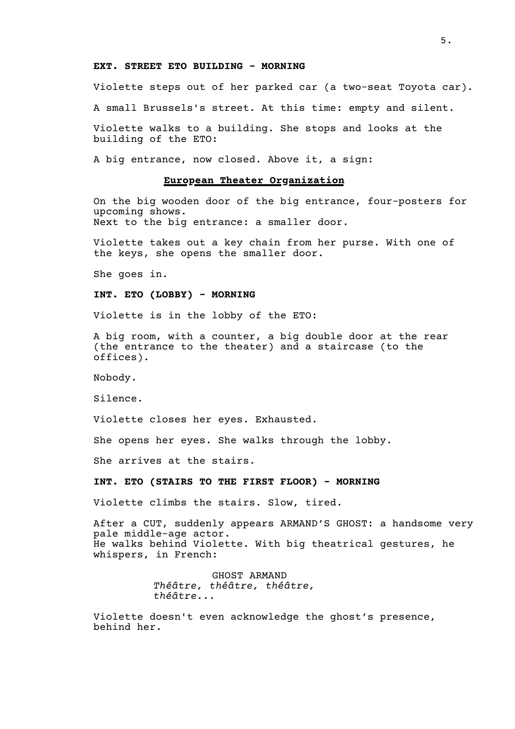**EXT. STREET ETO BUILDING - MORNING**

Violette steps out of her parked car (a two-seat Toyota car).

A small Brussels's street. At this time: empty and silent.

Violette walks to a building. She stops and looks at the building of the ETO:

A big entrance, now closed. Above it, a sign:

**<u>European Theater Organization</u>**

On the big wooden door of the big entrance, four-posters for upcoming shows.
Next to the big entrance: a smaller door.

Violette takes out a key chain from her purse. With one of the keys, she opens the smaller door.

She goes in.

**INT. ETO (LOBBY) - MORNING**

Violette is in the lobby of the ETO:

A big room, with a counter, a big double door at the rear (the entrance to the theater) and a staircase (to the offices).

Nobody.

Silence.

Violette closes her eyes. Exhausted.

She opens her eyes. She walks through the lobby.

She arrives at the stairs.

**INT. ETO (STAIRS TO THE FIRST FLOOR) - MORNING**

Violette climbs the stairs. Slow, tired.

After a CUT, suddenly appears ARMAND'S GHOST: a handsome very pale middle-age actor.
He walks behind Violette. With big theatrical gestures, he whispers, in French:

GHOST ARMAND
*Théâtre, théâtre, théâtre, théâtre...*

Violette doesn't even acknowledge the ghost's presence, behind her.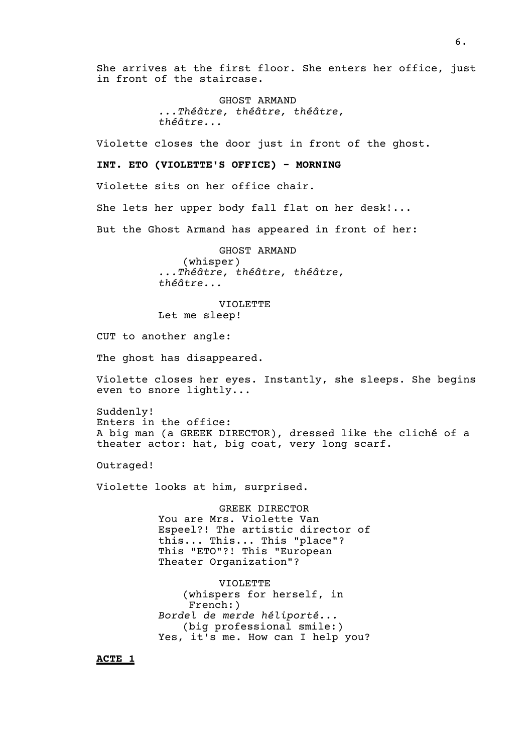She arrives at the first floor. She enters her office, just in front of the staircase.

GHOST ARMAND
*...Théâtre, théâtre, théâtre, théâtre...*

Violette closes the door just in front of the ghost.

**INT. ETO (VIOLETTE'S OFFICE) - MORNING**

Violette sits on her office chair.

She lets her upper body fall flat on her desk!...

But the Ghost Armand has appeared in front of her:

GHOST ARMAND
(whisper)
*...Théâtre, théâtre, théâtre, théâtre...*

VIOLETTE
Let me sleep!

CUT to another angle:

The ghost has disappeared.

Violette closes her eyes. Instantly, she sleeps. She begins even to snore lightly...

Suddenly!
Enters in the office:
A big man (a GREEK DIRECTOR), dressed like the cliché of a theater actor: hat, big coat, very long scarf.

Outraged!

Violette looks at him, surprised.

GREEK DIRECTOR
You are Mrs. Violette Van Espeel?! The artistic director of this... This... This "place"? This "ETO"?! This "European Theater Organization"?

VIOLETTE
(whispers for herself, in French:)
*Bordel de merde héliporté...*
(big professional smile:)
Yes, it's me. How can I help you?

**<u>ACTE 1</u>**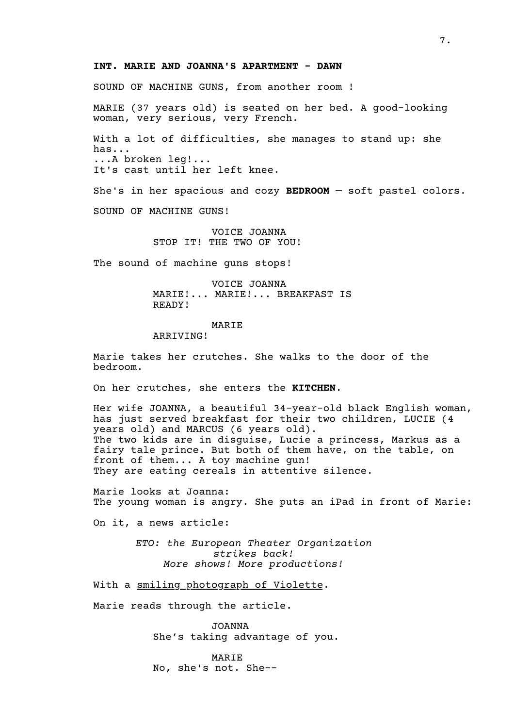**INT. MARIE AND JOANNA'S APARTMENT - DAWN**

SOUND OF MACHINE GUNS, from another room !

MARIE (37 years old) is seated on her bed. A good-looking woman, very serious, very French.

With a lot of difficulties, she manages to stand up: she has...
...A broken leg!...
It's cast until her left knee.

She's in her spacious and cozy **BEDROOM** — soft pastel colors.

SOUND OF MACHINE GUNS!

VOICE JOANNA
STOP IT! THE TWO OF YOU!

The sound of machine guns stops!

VOICE JOANNA
MARIE!... MARIE!... BREAKFAST IS READY!

MARIE
ARRIVING!

Marie takes her crutches. She walks to the door of the bedroom.

On her crutches, she enters the **KITCHEN**.

Her wife JOANNA, a beautiful 34-year-old black English woman, has just served breakfast for their two children, LUCIE (4 years old) and MARCUS (6 years old).
The two kids are in disguise, Lucie a princess, Markus as a fairy tale prince. But both of them have, on the table, on front of them... A toy machine gun!
They are eating cereals in attentive silence.

Marie looks at Joanna:
The young woman is angry. She puts an iPad in front of Marie:

On it, a news article:

*ETO: the European Theater Organization strikes back!*
*More shows! More productions!*

With a smiling photograph of Violette.

Marie reads through the article.

JOANNA
She's taking advantage of you.

MARIE
No, she's not. She--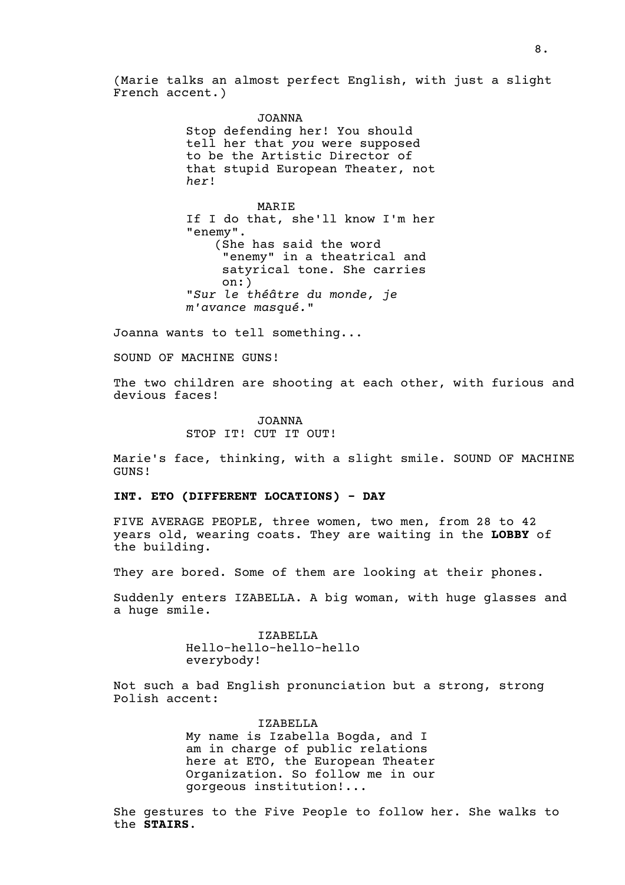(Marie talks an almost perfect English, with just a slight French accent.)

JOANNA
Stop defending her! You should tell her that *you* were supposed to be the Artistic Director of that stupid European Theater, not *her*!

MARIE
If I do that, she'll know I'm her "enemy".
(She has said the word "enemy" in a theatrical and satyrical tone. She carries on:)
"*Sur le théâtre du monde, je m'avance masqué.*"

Joanna wants to tell something...

SOUND OF MACHINE GUNS!

The two children are shooting at each other, with furious and devious faces!

JOANNA
STOP IT! CUT IT OUT!

Marie's face, thinking, with a slight smile. SOUND OF MACHINE GUNS!

**INT. ETO (DIFFERENT LOCATIONS) - DAY**

FIVE AVERAGE PEOPLE, three women, two men, from 28 to 42 years old, wearing coats. They are waiting in the **LOBBY** of the building.

They are bored. Some of them are looking at their phones.

Suddenly enters IZABELLA. A big woman, with huge glasses and a huge smile.

IZABELLA
Hello-hello-hello-hello everybody!

Not such a bad English pronunciation but a strong, strong Polish accent:

IZABELLA
My name is Izabella Bogda, and I am in charge of public relations here at ETO, the European Theater Organization. So follow me in our gorgeous institution!...

She gestures to the Five People to follow her. She walks to the **STAIRS**.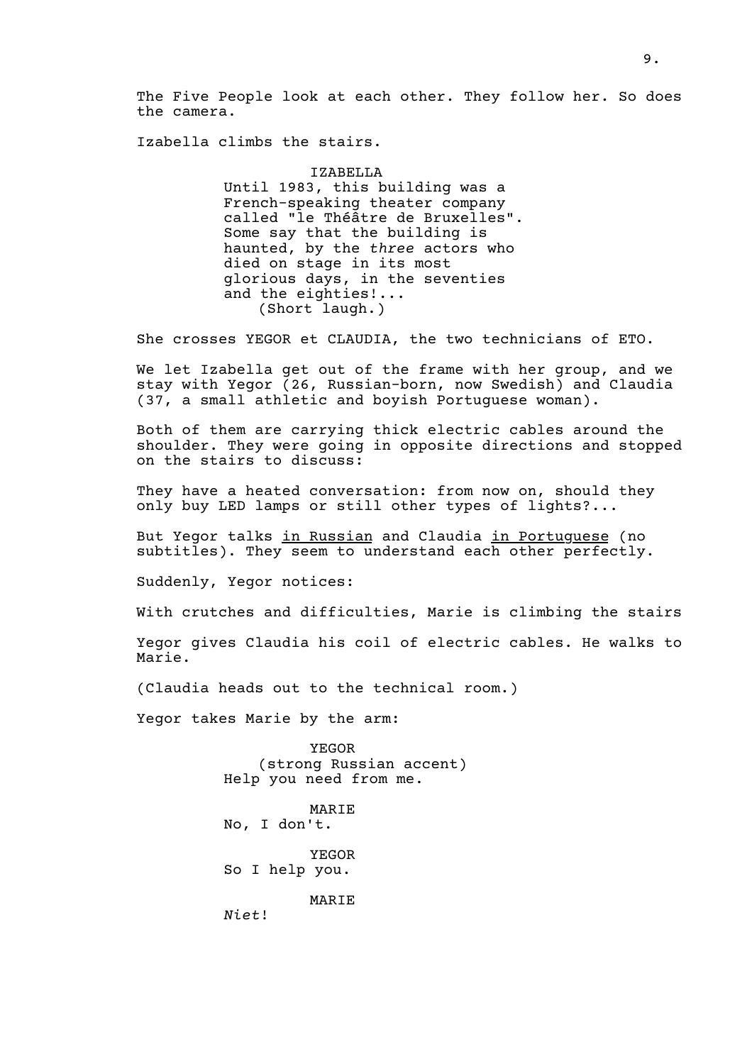The Five People look at each other. They follow her. So does the camera.

Izabella climbs the stairs.

IZABELLA
Until 1983, this building was a French-speaking theater company called "le Théâtre de Bruxelles". Some say that the building is haunted, by the *three* actors who died on stage in its most glorious days, in the seventies and the eighties!...
(Short laugh.)

She crosses YEGOR et CLAUDIA, the two technicians of ETO.

We let Izabella get out of the frame with her group, and we stay with Yegor (26, Russian-born, now Swedish) and Claudia (37, a small athletic and boyish Portuguese woman).

Both of them are carrying thick electric cables around the shoulder. They were going in opposite directions and stopped on the stairs to discuss:

They have a heated conversation: from now on, should they only buy LED lamps or still other types of lights?...

But Yegor talks <u>in Russian</u> and Claudia <u>in Portuguese</u> (no subtitles). They seem to understand each other perfectly.

Suddenly, Yegor notices:

With crutches and difficulties, Marie is climbing the stairs

Yegor gives Claudia his coil of electric cables. He walks to Marie.

(Claudia heads out to the technical room.)

Yegor takes Marie by the arm:

YEGOR
(strong Russian accent)
Help you need from me.

MARIE
No, I don't.

YEGOR
So I help you.

MARIE
*Niet*!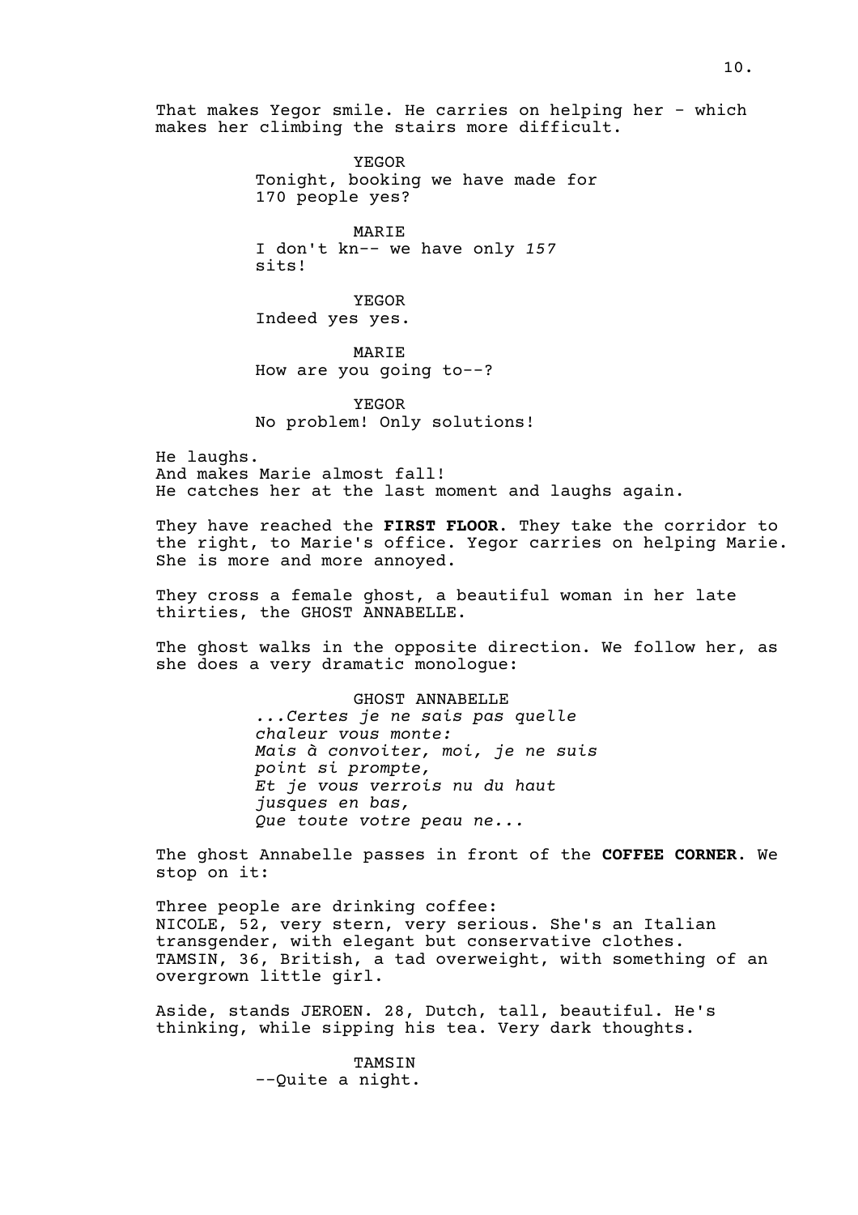That makes Yegor smile. He carries on helping her - which makes her climbing the stairs more difficult.

YEGOR
Tonight, booking we have made for 170 people yes?

MARIE
I don't kn-- we have only *157* sits!

YEGOR
Indeed yes yes.

MARIE
How are you going to--?

YEGOR
No problem! Only solutions!

He laughs.
And makes Marie almost fall!
He catches her at the last moment and laughs again.

They have reached the **FIRST FLOOR**. They take the corridor to the right, to Marie's office. Yegor carries on helping Marie. She is more and more annoyed.

They cross a female ghost, a beautiful woman in her late thirties, the GHOST ANNABELLE.

The ghost walks in the opposite direction. We follow her, as she does a very dramatic monologue:

GHOST ANNABELLE
*...Certes je ne sais pas quelle chaleur vous monte:*
*Mais à convoiter, moi, je ne suis point si prompte,*
*Et je vous verrois nu du haut jusques en bas,*
*Que toute votre peau ne...*

The ghost Annabelle passes in front of the **COFFEE CORNER**. We stop on it:

Three people are drinking coffee:
NICOLE, 52, very stern, very serious. She's an Italian transgender, with elegant but conservative clothes.
TAMSIN, 36, British, a tad overweight, with something of an overgrown little girl.

Aside, stands JEROEN. 28, Dutch, tall, beautiful. He's thinking, while sipping his tea. Very dark thoughts.

TAMSIN
--Quite a night.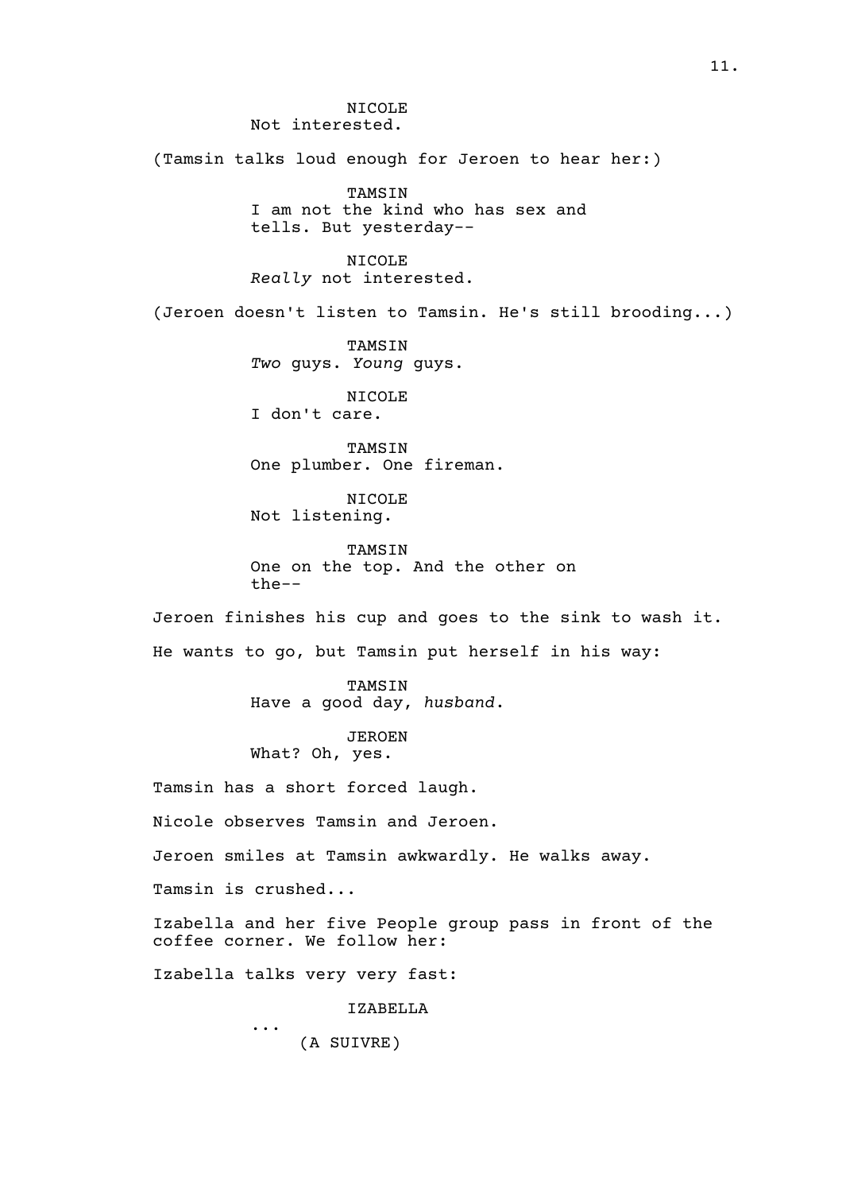NICOLE
Not interested.

(Tamsin talks loud enough for Jeroen to hear her:)

TAMSIN
I am not the kind who has sex and tells. But yesterday--

NICOLE
*Really* not interested.

(Jeroen doesn't listen to Tamsin. He's still brooding...)

TAMSIN
*Two* guys. *Young* guys.

NICOLE
I don't care.

TAMSIN
One plumber. One fireman.

NICOLE
Not listening.

TAMSIN
One on the top. And the other on the--

Jeroen finishes his cup and goes to the sink to wash it.

He wants to go, but Tamsin put herself in his way:

TAMSIN
Have a good day, *husband*.

JEROEN
What? Oh, yes.

Tamsin has a short forced laugh.

Nicole observes Tamsin and Jeroen.

Jeroen smiles at Tamsin awkwardly. He walks away.

Tamsin is crushed...

Izabella and her five People group pass in front of the coffee corner. We follow her:

Izabella talks very very fast:

IZABELLA
...
(A SUIVRE)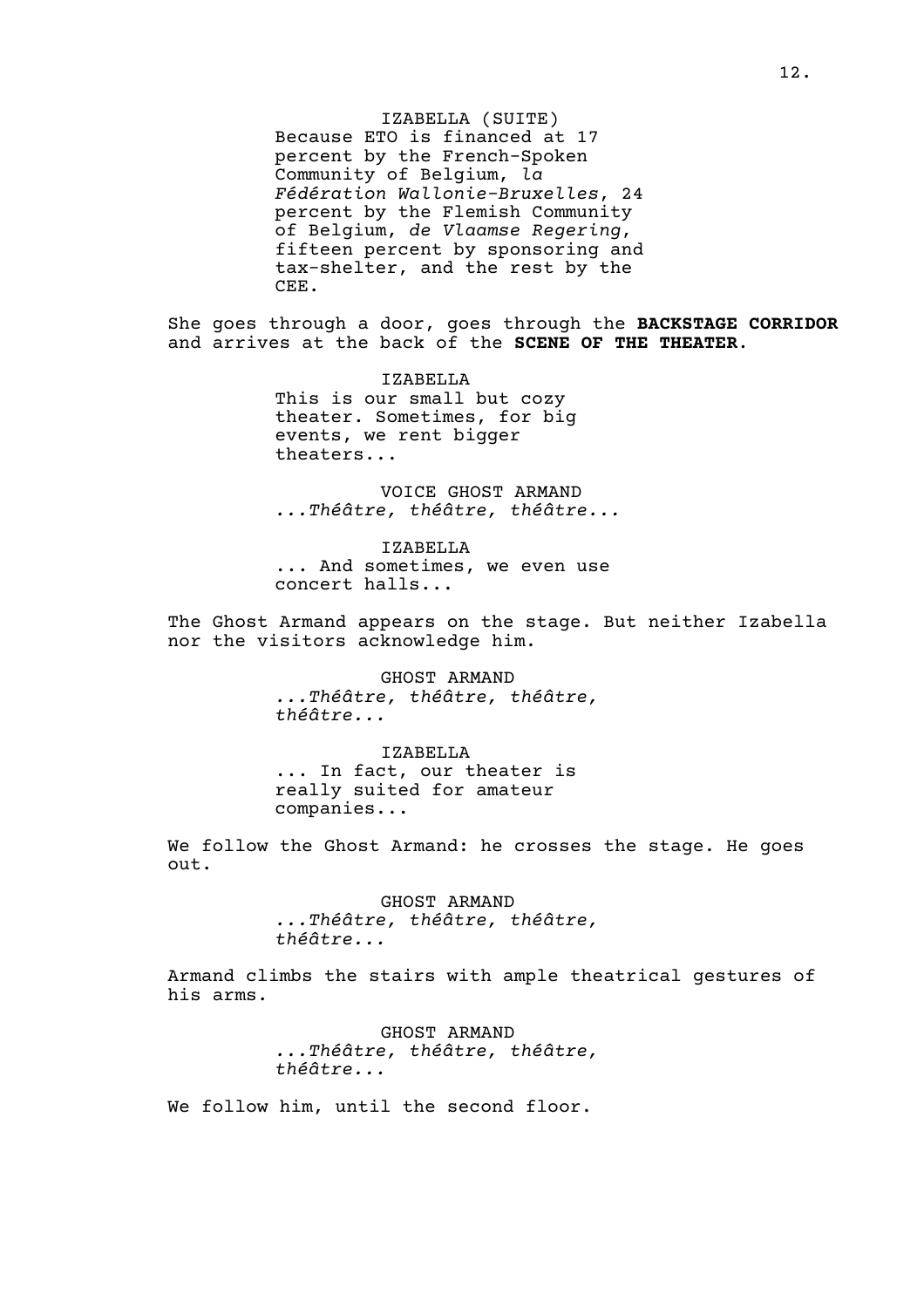IZABELLA (SUITE)
Because ETO is financed at 17 percent by the French-Spoken Community of Belgium, *la Fédération Wallonie-Bruxelles*, 24 percent by the Flemish Community of Belgium, *de Vlaamse Regering*, fifteen percent by sponsoring and tax-shelter, and the rest by the CEE.

She goes through a door, goes through the **BACKSTAGE CORRIDOR** and arrives at the back of the **SCENE OF THE THEATER**.

IZABELLA
This is our small but cozy theater. Sometimes, for big events, we rent bigger theaters...

VOICE GHOST ARMAND
*...Théâtre, théâtre, théâtre...*

IZABELLA
... And sometimes, we even use concert halls...

The Ghost Armand appears on the stage. But neither Izabella nor the visitors acknowledge him.

GHOST ARMAND
*...Théâtre, théâtre, théâtre, théâtre...*

IZABELLA
... In fact, our theater is really suited for amateur companies...

We follow the Ghost Armand: he crosses the stage. He goes out.

GHOST ARMAND
*...Théâtre, théâtre, théâtre, théâtre...*

Armand climbs the stairs with ample theatrical gestures of his arms.

GHOST ARMAND
*...Théâtre, théâtre, théâtre, théâtre...*

We follow him, until the second floor.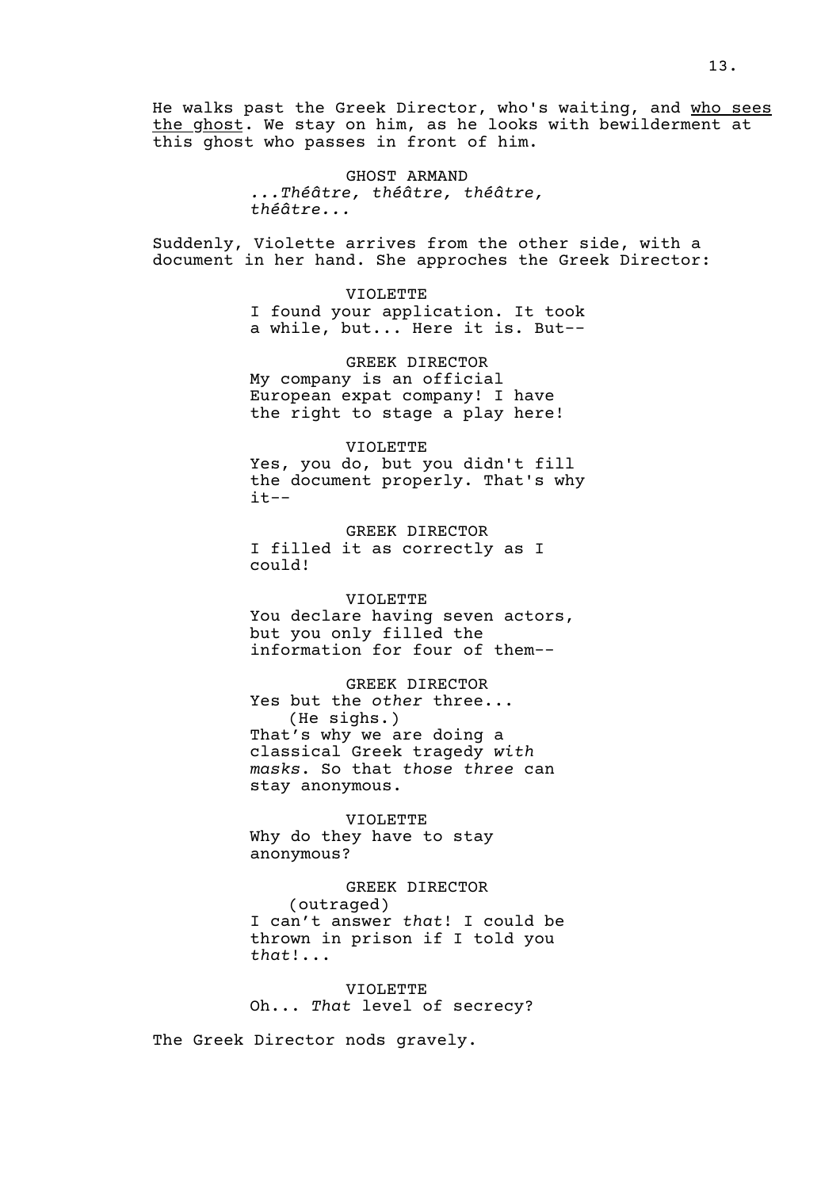He walks past the Greek Director, who's waiting, and <u>who sees the ghost</u>. We stay on him, as he looks with bewilderment at this ghost who passes in front of him.

GHOST ARMAND
*...Théâtre, théâtre, théâtre, théâtre...*

Suddenly, Violette arrives from the other side, with a document in her hand. She approches the Greek Director:

VIOLETTE
I found your application. It took a while, but... Here it is. But--

GREEK DIRECTOR
My company is an official European expat company! I have the right to stage a play here!

VIOLETTE
Yes, you do, but you didn't fill the document properly. That's why it--

GREEK DIRECTOR
I filled it as correctly as I could!

VIOLETTE
You declare having seven actors, but you only filled the information for four of them--

GREEK DIRECTOR
Yes but the *other* three...
(He sighs.)
That's why we are doing a classical Greek tragedy *with masks*. So that *those three* can stay anonymous.

VIOLETTE
Why do they have to stay anonymous?

GREEK DIRECTOR
(outraged)
I can't answer *that*! I could be thrown in prison if I told you *that*!...

VIOLETTE
Oh... *That* level of secrecy?

The Greek Director nods gravely.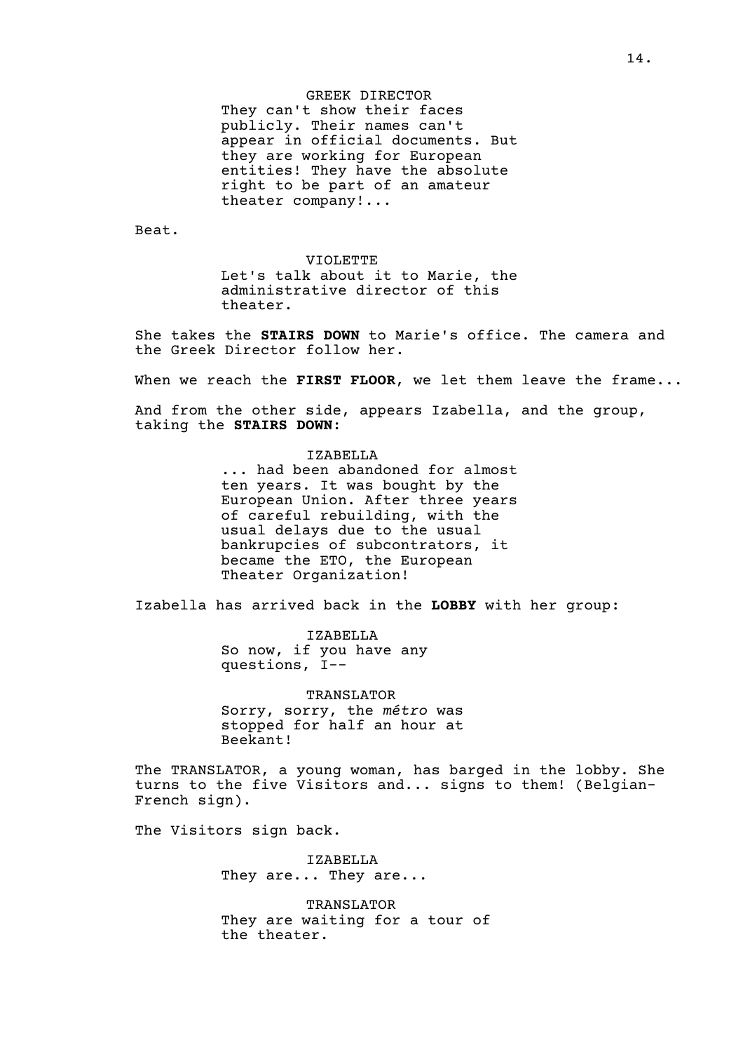GREEK DIRECTOR

They can't show their faces publicly. Their names can't appear in official documents. But they are working for European entities! They have the absolute right to be part of an amateur theater company!...

Beat.

VIOLETTE

Let's talk about it to Marie, the administrative director of this theater.

She takes the **STAIRS DOWN** to Marie's office. The camera and the Greek Director follow her.

When we reach the **FIRST FLOOR**, we let them leave the frame...

And from the other side, appears Izabella, and the group, taking the **STAIRS DOWN**:

IZABELLA

... had been abandoned for almost ten years. It was bought by the European Union. After three years of careful rebuilding, with the usual delays due to the usual bankrupcies of subcontrators, it became the ETO, the European Theater Organization!

Izabella has arrived back in the **LOBBY** with her group:

IZABELLA

So now, if you have any questions, I--

TRANSLATOR

Sorry, sorry, the *métro* was stopped for half an hour at Beekant!

The TRANSLATOR, a young woman, has barged in the lobby. She turns to the five Visitors and... signs to them! (Belgian-French sign).

The Visitors sign back.

IZABELLA

They are... They are...

TRANSLATOR

They are waiting for a tour of the theater.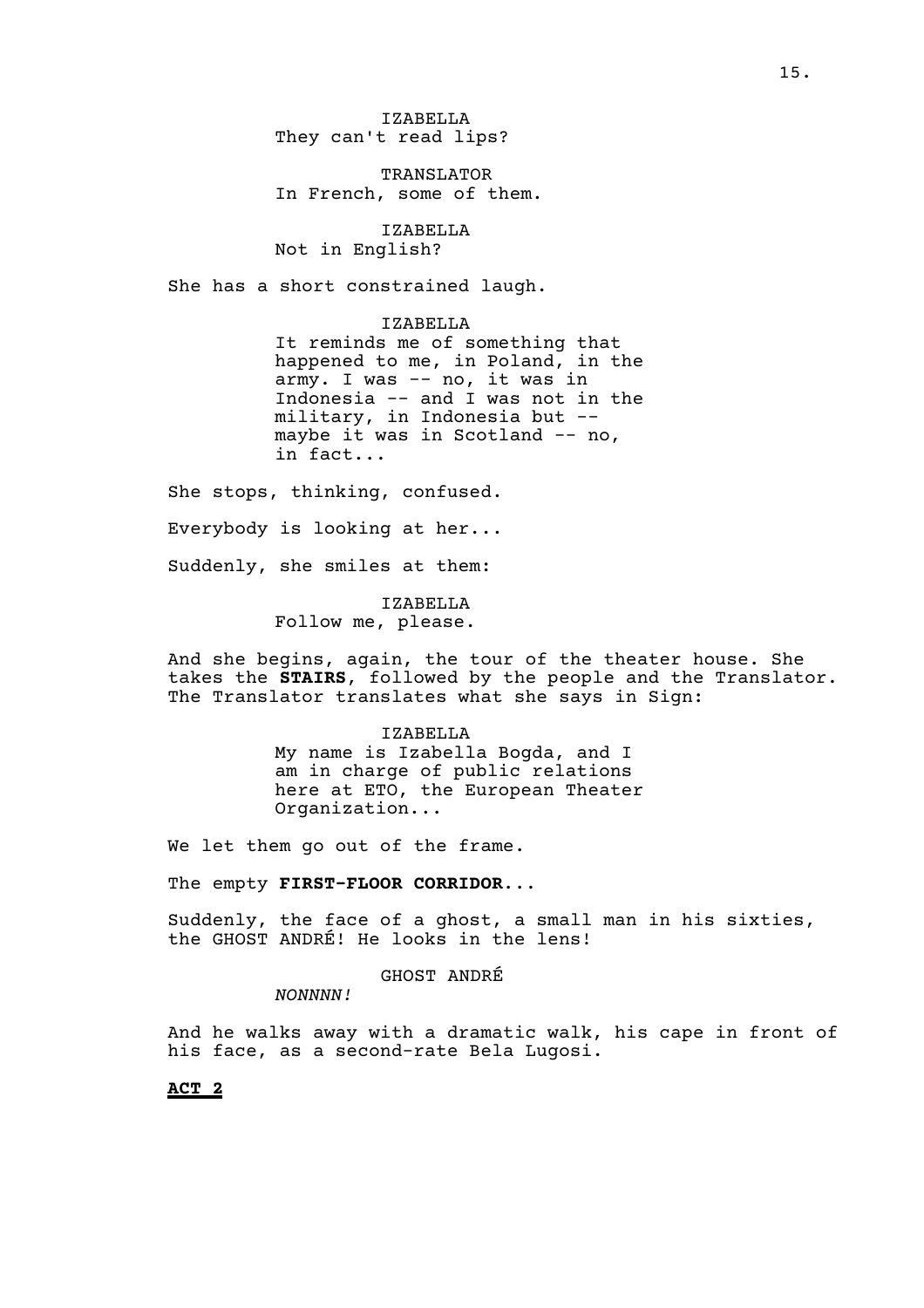IZABELLA
They can't read lips?

TRANSLATOR
In French, some of them.

IZABELLA
Not in English?

She has a short constrained laugh.

IZABELLA
It reminds me of something that happened to me, in Poland, in the army. I was -- no, it was in Indonesia -- and I was not in the military, in Indonesia but -- maybe it was in Scotland -- no, in fact...

She stops, thinking, confused.

Everybody is looking at her...

Suddenly, she smiles at them:

IZABELLA
Follow me, please.

And she begins, again, the tour of the theater house. She takes the **STAIRS**, followed by the people and the Translator. The Translator translates what she says in Sign:

IZABELLA
My name is Izabella Bogda, and I am in charge of public relations here at ETO, the European Theater Organization...

We let them go out of the frame.

The empty **FIRST-FLOOR CORRIDOR**...

Suddenly, the face of a ghost, a small man in his sixties, the GHOST ANDRÉ! He looks in the lens!

GHOST ANDRÉ
*NONNNN!*

And he walks away with a dramatic walk, his cape in front of his face, as a second-rate Bela Lugosi.

**ACT 2**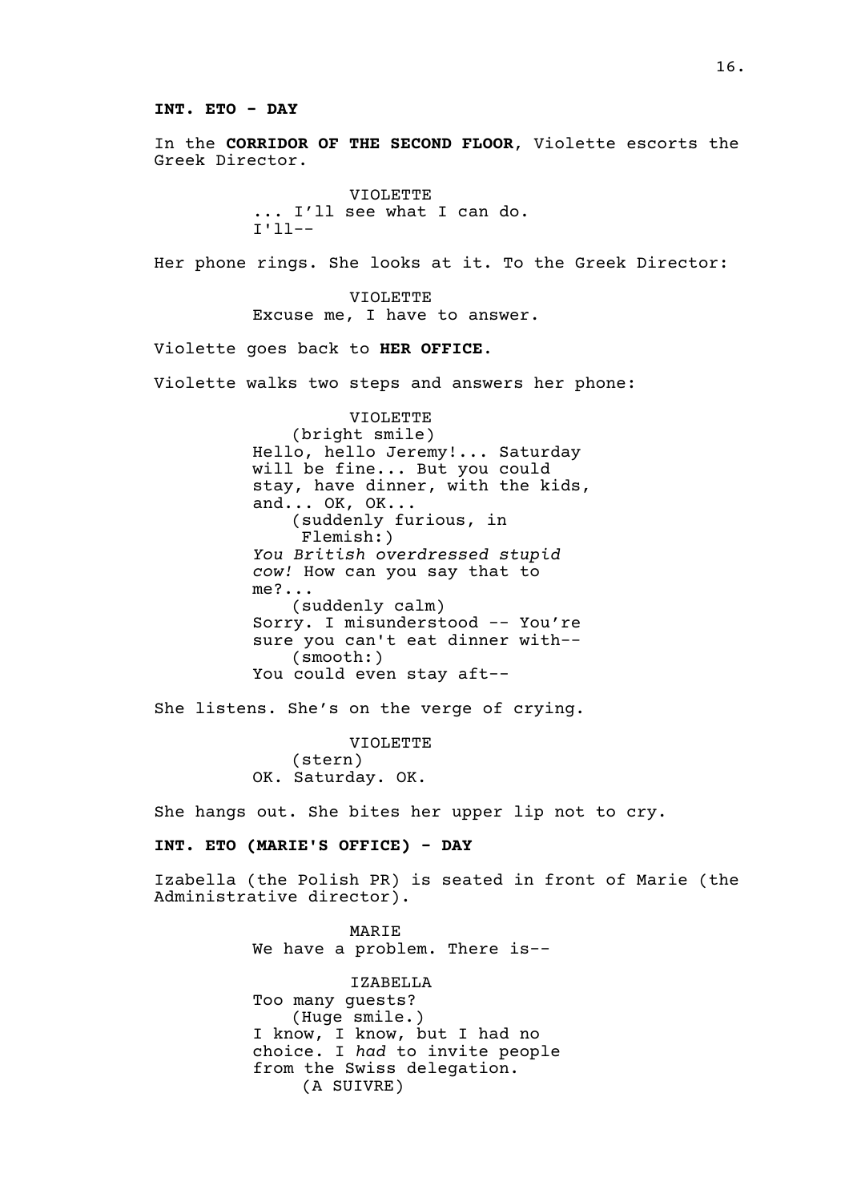**INT. ETO - DAY**

In the **CORRIDOR OF THE SECOND FLOOR**, Violette escorts the Greek Director.

VIOLETTE
... I'll see what I can do.
I'll--

Her phone rings. She looks at it. To the Greek Director:

VIOLETTE
Excuse me, I have to answer.

Violette goes back to **HER OFFICE**.

Violette walks two steps and answers her phone:

VIOLETTE
(bright smile)
Hello, hello Jeremy!... Saturday will be fine... But you could stay, have dinner, with the kids, and... OK, OK...
(suddenly furious, in Flemish:)
*You British overdressed stupid cow!* How can you say that to me?...
(suddenly calm)
Sorry. I misunderstood -- You're sure you can't eat dinner with--
(smooth:)
You could even stay aft--

She listens. She's on the verge of crying.

VIOLETTE
(stern)
OK. Saturday. OK.

She hangs out. She bites her upper lip not to cry.

**INT. ETO (MARIE'S OFFICE) - DAY**

Izabella (the Polish PR) is seated in front of Marie (the Administrative director).

MARIE
We have a problem. There is--

IZABELLA
Too many guests?
(Huge smile.)
I know, I know, but I had no choice. I *had* to invite people from the Swiss delegation.
(A SUIVRE)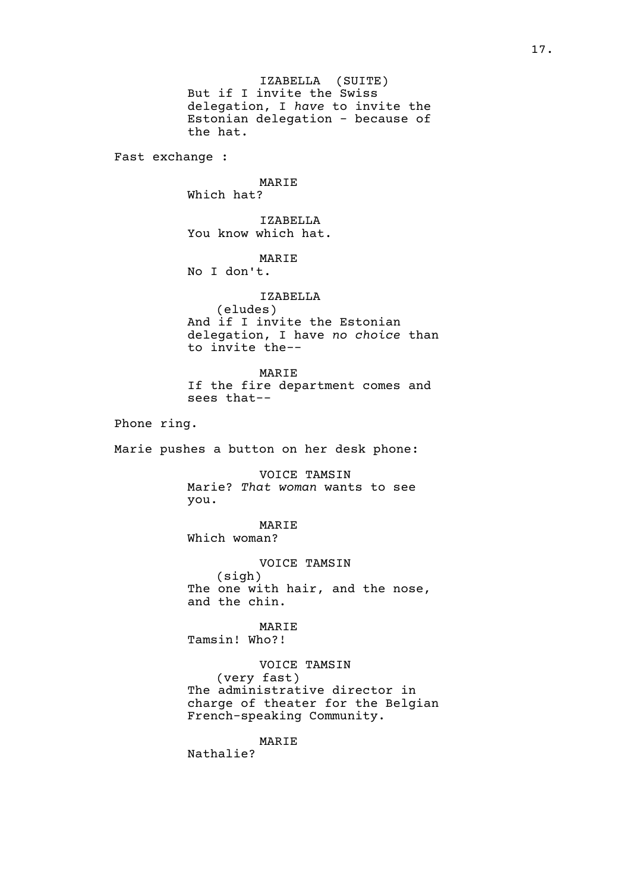IZABELLA (SUITE)
But if I invite the Swiss delegation, I *have* to invite the Estonian delegation - because of the hat.

Fast exchange :

MARIE
Which hat?

IZABELLA
You know which hat.

MARIE
No I don't.

IZABELLA
(eludes)
And if I invite the Estonian delegation, I have *no choice* than to invite the--

MARIE
If the fire department comes and sees that--

Phone ring.

Marie pushes a button on her desk phone:

VOICE TAMSIN
Marie? *That woman* wants to see you.

MARIE
Which woman?

VOICE TAMSIN
(sigh)
The one with hair, and the nose, and the chin.

MARIE
Tamsin! Who?!

VOICE TAMSIN
(very fast)
The administrative director in charge of theater for the Belgian French-speaking Community.

MARIE
Nathalie?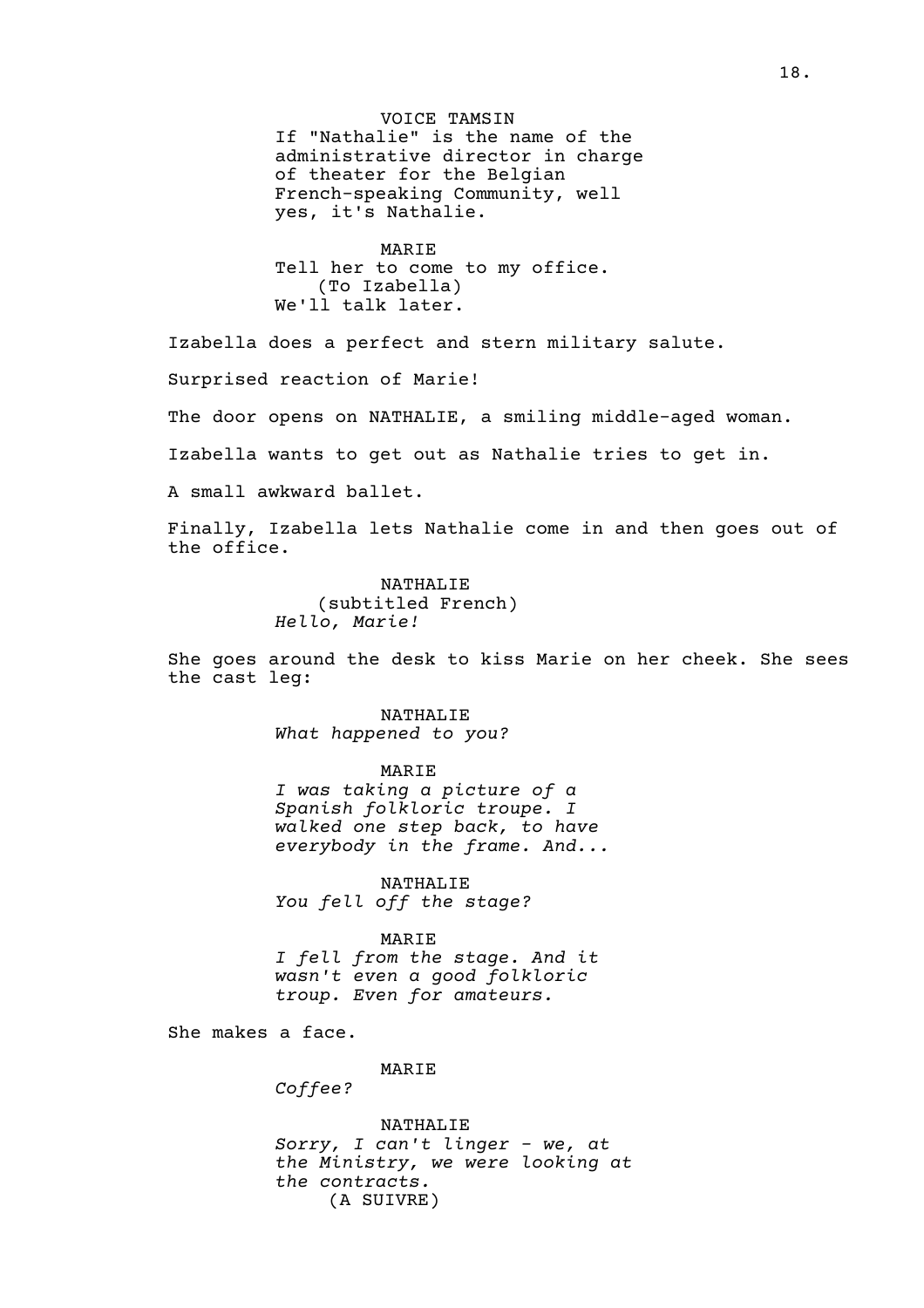VOICE TAMSIN
If "Nathalie" is the name of the administrative director in charge of theater for the Belgian French-speaking Community, well yes, it's Nathalie.

MARIE
Tell her to come to my office.
(To Izabella)
We'll talk later.

Izabella does a perfect and stern military salute.

Surprised reaction of Marie!

The door opens on NATHALIE, a smiling middle-aged woman.

Izabella wants to get out as Nathalie tries to get in.

A small awkward ballet.

Finally, Izabella lets Nathalie come in and then goes out of the office.

NATHALIE
(subtitled French)
*Hello, Marie!*

She goes around the desk to kiss Marie on her cheek. She sees the cast leg:

NATHALIE
*What happened to you?*

MARIE
*I was taking a picture of a Spanish folkloric troupe. I walked one step back, to have everybody in the frame. And...*

NATHALIE
*You fell off the stage?*

MARIE
*I fell from the stage. And it wasn't even a good folkloric troup. Even for amateurs.*

She makes a face.

MARIE
*Coffee?*

NATHALIE
*Sorry, I can't linger - we, at the Ministry, we were looking at the contracts.*
(A SUIVRE)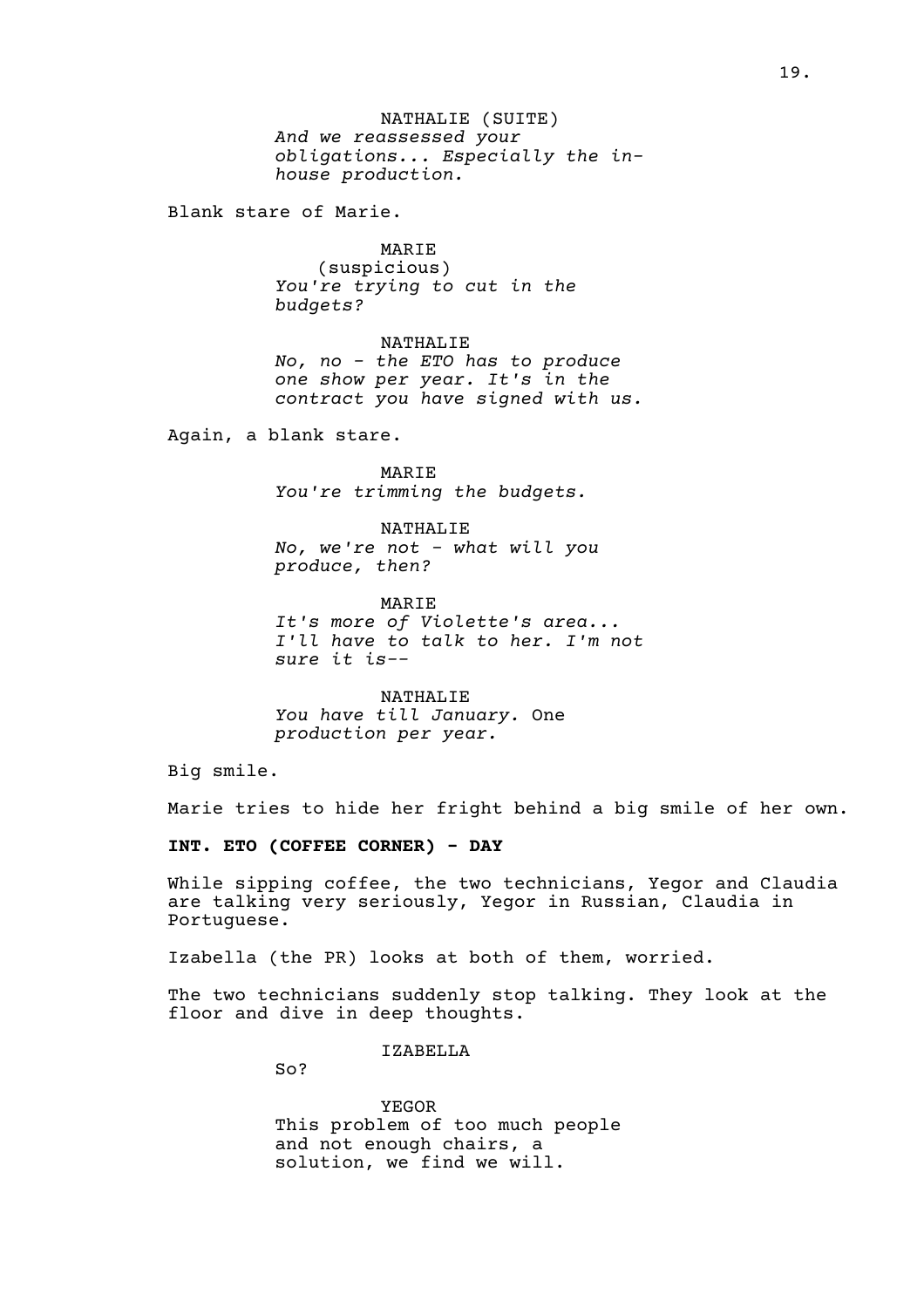NATHALIE (SUITE)
*And we reassessed your obligations... Especially the in-house production.*

Blank stare of Marie.

MARIE
(suspicious)
*You're trying to cut in the budgets?*

NATHALIE
*No, no - the ETO has to produce one show per year. It's in the contract you have signed with us.*

Again, a blank stare.

MARIE
*You're trimming the budgets.*

NATHALIE
*No, we're not - what will you produce, then?*

MARIE
*It's more of Violette's area... I'll have to talk to her. I'm not sure it is--*

NATHALIE
*You have till January.* One *production per year.*

Big smile.

Marie tries to hide her fright behind a big smile of her own.

**INT. ETO (COFFEE CORNER) - DAY**

While sipping coffee, the two technicians, Yegor and Claudia are talking very seriously, Yegor in Russian, Claudia in Portuguese.

Izabella (the PR) looks at both of them, worried.

The two technicians suddenly stop talking. They look at the floor and dive in deep thoughts.

IZABELLA
So?

YEGOR
This problem of too much people and not enough chairs, a solution, we find we will.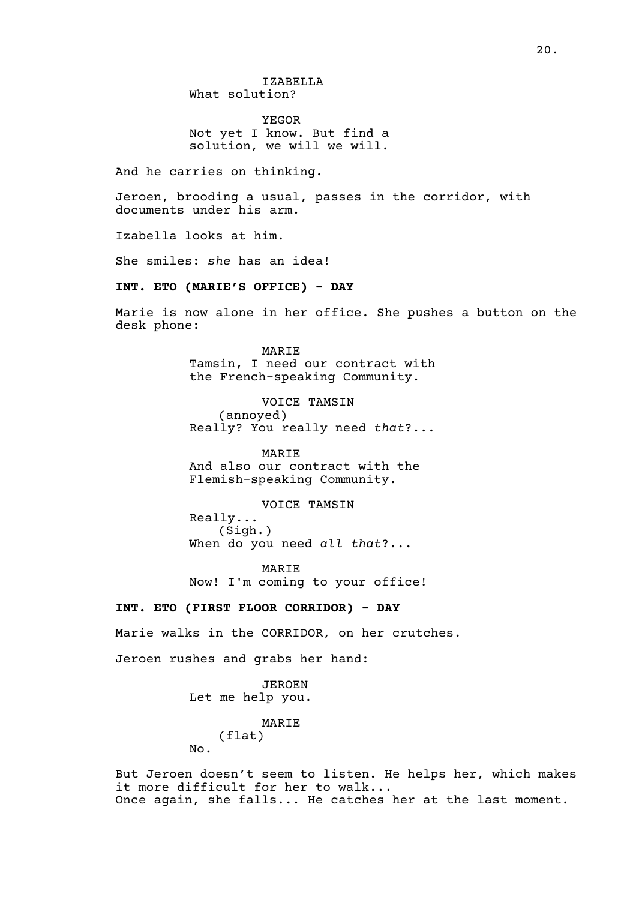IZABELLA
What solution?

YEGOR
Not yet I know. But find a solution, we will we will.

And he carries on thinking.

Jeroen, brooding a usual, passes in the corridor, with documents under his arm.

Izabella looks at him.

She smiles: *she* has an idea!

**INT. ETO (MARIE'S OFFICE) - DAY**

Marie is now alone in her office. She pushes a button on the desk phone:

MARIE
Tamsin, I need our contract with the French-speaking Community.

VOICE TAMSIN
(annoyed)
Really? You really need *that*?...

MARIE
And also our contract with the Flemish-speaking Community.

VOICE TAMSIN
Really...
(Sigh.)
When do you need *all that*?...

MARIE
Now! I'm coming to your office!

**INT. ETO (FIRST FLOOR CORRIDOR) - DAY**

Marie walks in the CORRIDOR, on her crutches.

Jeroen rushes and grabs her hand:

JEROEN
Let me help you.

MARIE
(flat)
No.

But Jeroen doesn't seem to listen. He helps her, which makes it more difficult for her to walk...
Once again, she falls... He catches her at the last moment.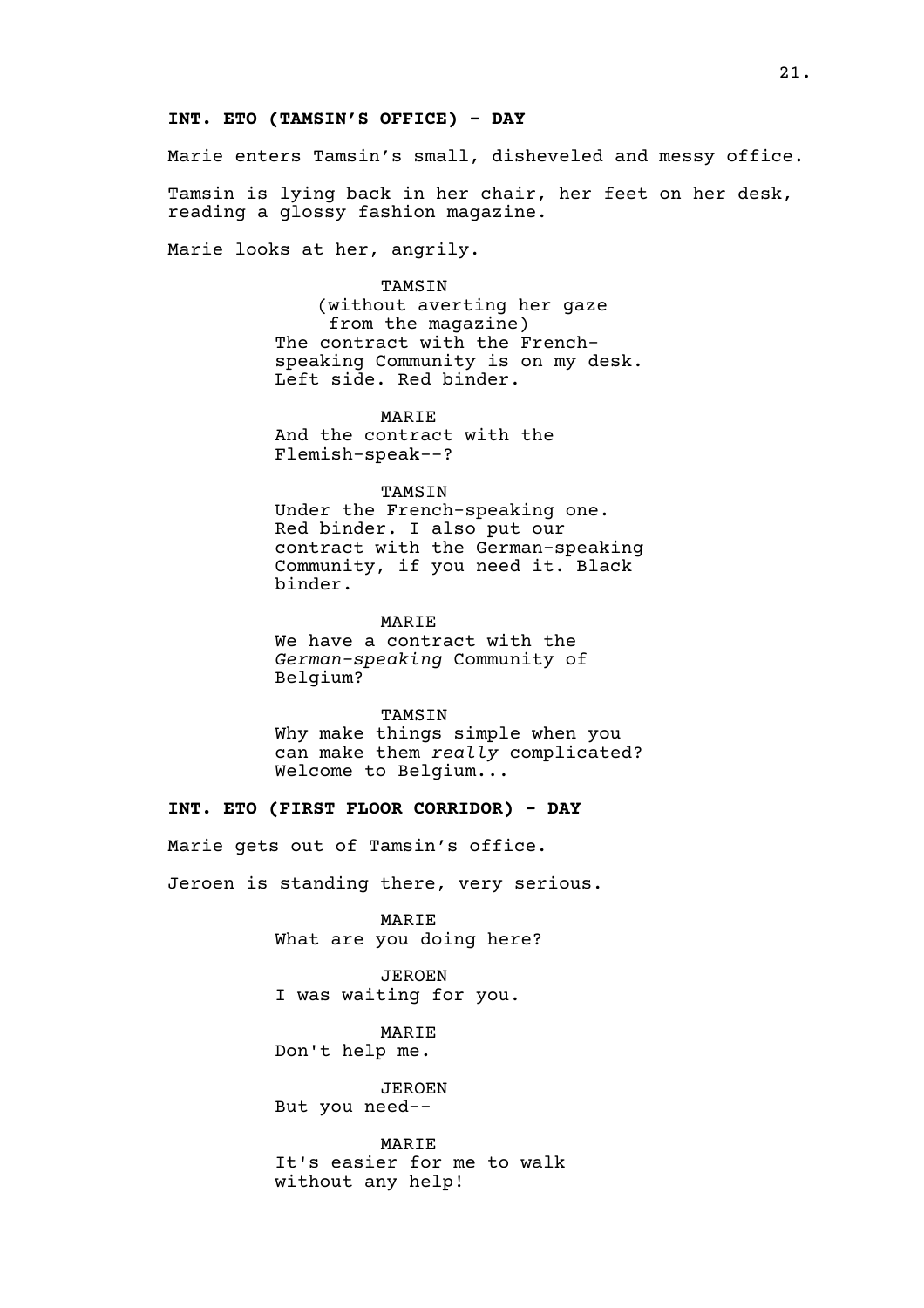**INT. ETO (TAMSIN'S OFFICE) - DAY**

Marie enters Tamsin's small, disheveled and messy office.

Tamsin is lying back in her chair, her feet on her desk, reading a glossy fashion magazine.

Marie looks at her, angrily.

TAMSIN
(without averting her gaze from the magazine)
The contract with the French-speaking Community is on my desk. Left side. Red binder.

MARIE
And the contract with the Flemish-speak--?

TAMSIN
Under the French-speaking one. Red binder. I also put our contract with the German-speaking Community, if you need it. Black binder.

MARIE
We have a contract with the *German-speaking* Community of Belgium?

TAMSIN
Why make things simple when you can make them *really* complicated? Welcome to Belgium...

**INT. ETO (FIRST FLOOR CORRIDOR) - DAY**

Marie gets out of Tamsin's office.

Jeroen is standing there, very serious.

MARIE
What are you doing here?

JEROEN
I was waiting for you.

MARIE
Don't help me.

JEROEN
But you need--

MARIE
It's easier for me to walk without any help!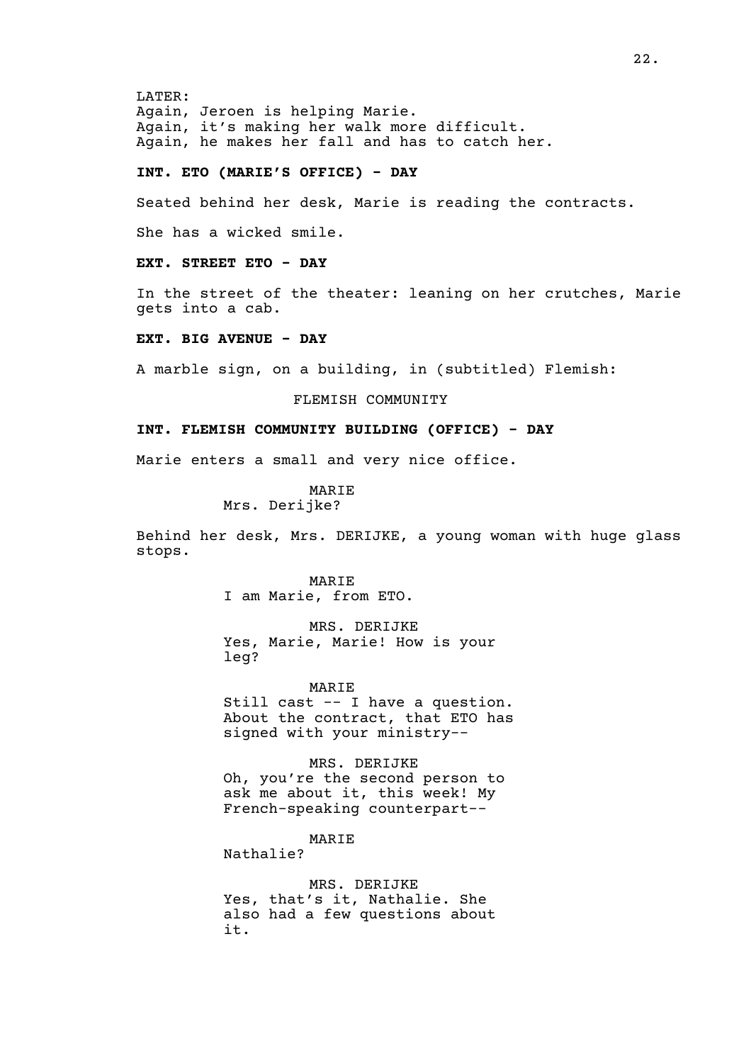LATER:
Again, Jeroen is helping Marie.
Again, it's making her walk more difficult.
Again, he makes her fall and has to catch her.

**INT. ETO (MARIE'S OFFICE) - DAY**

Seated behind her desk, Marie is reading the contracts.

She has a wicked smile.

**EXT. STREET ETO - DAY**

In the street of the theater: leaning on her crutches, Marie gets into a cab.

**EXT. BIG AVENUE - DAY**

A marble sign, on a building, in (subtitled) Flemish:

FLEMISH COMMUNITY

**INT. FLEMISH COMMUNITY BUILDING (OFFICE) - DAY**

Marie enters a small and very nice office.

MARIE
Mrs. Derijke?

Behind her desk, Mrs. DERIJKE, a young woman with huge glass stops.

MARIE
I am Marie, from ETO.

MRS. DERIJKE
Yes, Marie, Marie! How is your leg?

MARIE
Still cast -- I have a question. About the contract, that ETO has signed with your ministry--

MRS. DERIJKE
Oh, you're the second person to ask me about it, this week! My French-speaking counterpart--

MARIE
Nathalie?

MRS. DERIJKE
Yes, that's it, Nathalie. She also had a few questions about it.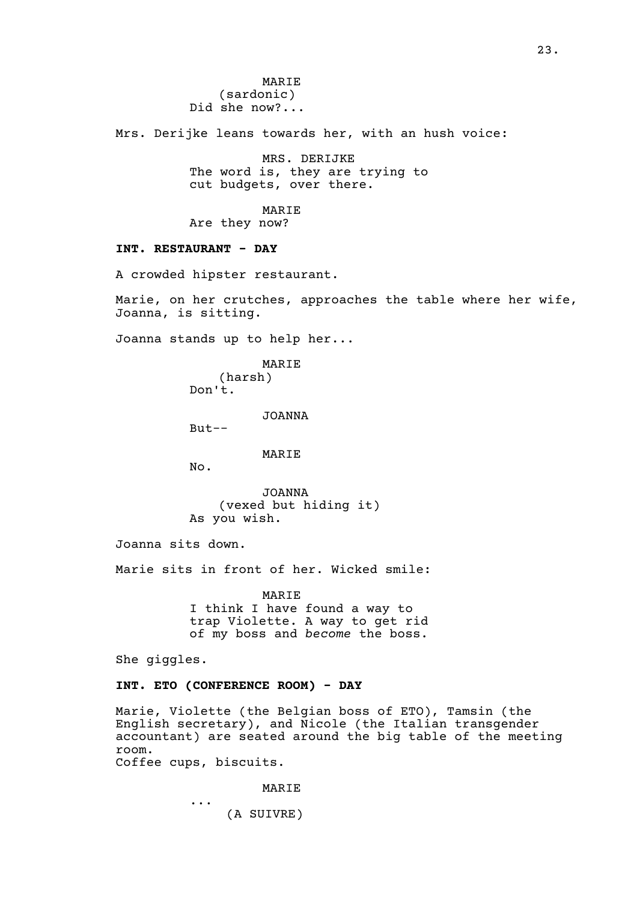MARIE
(sardonic)
Did she now?...

Mrs. Derijke leans towards her, with an hush voice:

MRS. DERIJKE
The word is, they are trying to cut budgets, over there.

MARIE
Are they now?

**INT. RESTAURANT - DAY**

A crowded hipster restaurant.

Marie, on her crutches, approaches the table where her wife, Joanna, is sitting.

Joanna stands up to help her...

MARIE
(harsh)
Don't.

JOANNA
But--

MARIE
No.

JOANNA
(vexed but hiding it)
As you wish.

Joanna sits down.

Marie sits in front of her. Wicked smile:

MARIE
I think I have found a way to trap Violette. A way to get rid of my boss and *become* the boss.

She giggles.

**INT. ETO (CONFERENCE ROOM) - DAY**

Marie, Violette (the Belgian boss of ETO), Tamsin (the English secretary), and Nicole (the Italian transgender accountant) are seated around the big table of the meeting room.
Coffee cups, biscuits.

MARIE
...
(A SUIVRE)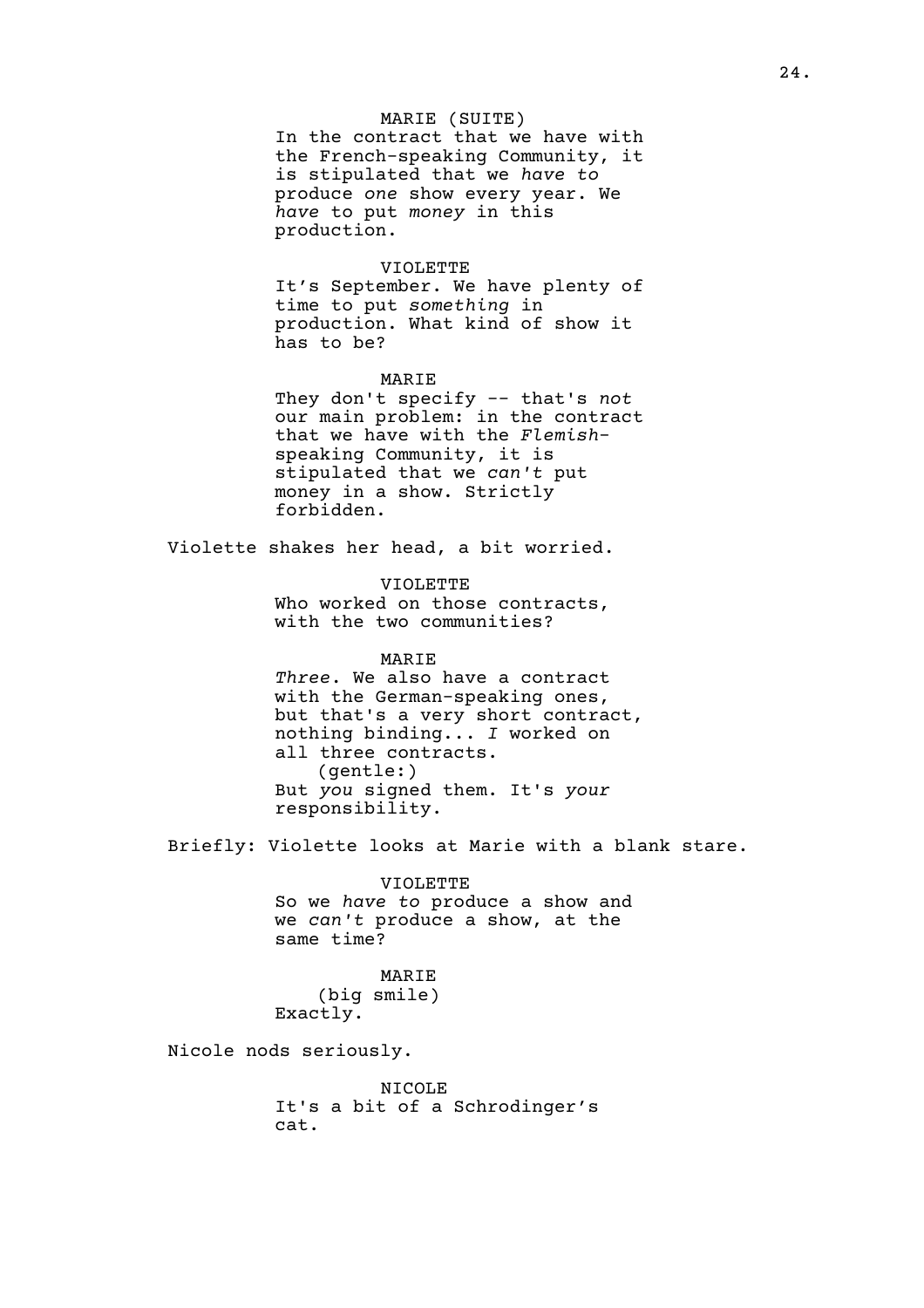MARIE (SUITE)
In the contract that we have with the French-speaking Community, it is stipulated that we *have to* produce *one* show every year. We *have* to put *money* in this production.

VIOLETTE
It's September. We have plenty of time to put *something* in production. What kind of show it has to be?

MARIE
They don't specify -- that's *not* our main problem: in the contract that we have with the *Flemish*-speaking Community, it is stipulated that we *can't* put money in a show. Strictly forbidden.

Violette shakes her head, a bit worried.

VIOLETTE
Who worked on those contracts, with the two communities?

MARIE
*Three*. We also have a contract with the German-speaking ones, but that's a very short contract, nothing binding... *I* worked on all three contracts.
(gentle:)
But *you* signed them. It's *your* responsibility.

Briefly: Violette looks at Marie with a blank stare.

VIOLETTE
So we *have to* produce a show and we *can't* produce a show, at the same time?

MARIE
(big smile)
Exactly.

Nicole nods seriously.

NICOLE
It's a bit of a Schrodinger's cat.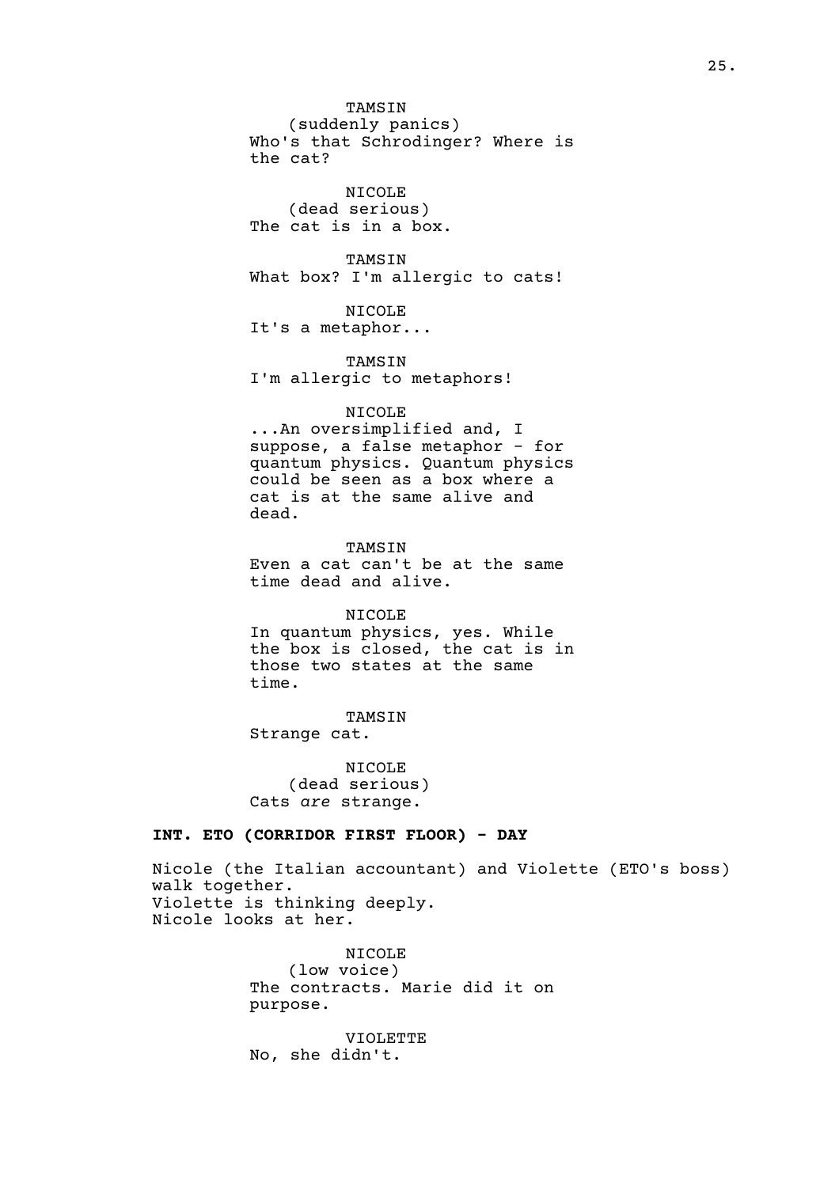TAMSIN
(suddenly panics)
Who's that Schrodinger? Where is the cat?

NICOLE
(dead serious)
The cat is in a box.

TAMSIN
What box? I'm allergic to cats!

NICOLE
It's a metaphor...

TAMSIN
I'm allergic to metaphors!

NICOLE
...An oversimplified and, I suppose, a false metaphor - for quantum physics. Quantum physics could be seen as a box where a cat is at the same alive and dead.

TAMSIN
Even a cat can't be at the same time dead and alive.

NICOLE
In quantum physics, yes. While the box is closed, the cat is in those two states at the same time.

TAMSIN
Strange cat.

NICOLE
(dead serious)
Cats *are* strange.

**INT. ETO (CORRIDOR FIRST FLOOR) - DAY**

Nicole (the Italian accountant) and Violette (ETO's boss) walk together.
Violette is thinking deeply.
Nicole looks at her.

NICOLE
(low voice)
The contracts. Marie did it on purpose.

VIOLETTE
No, she didn't.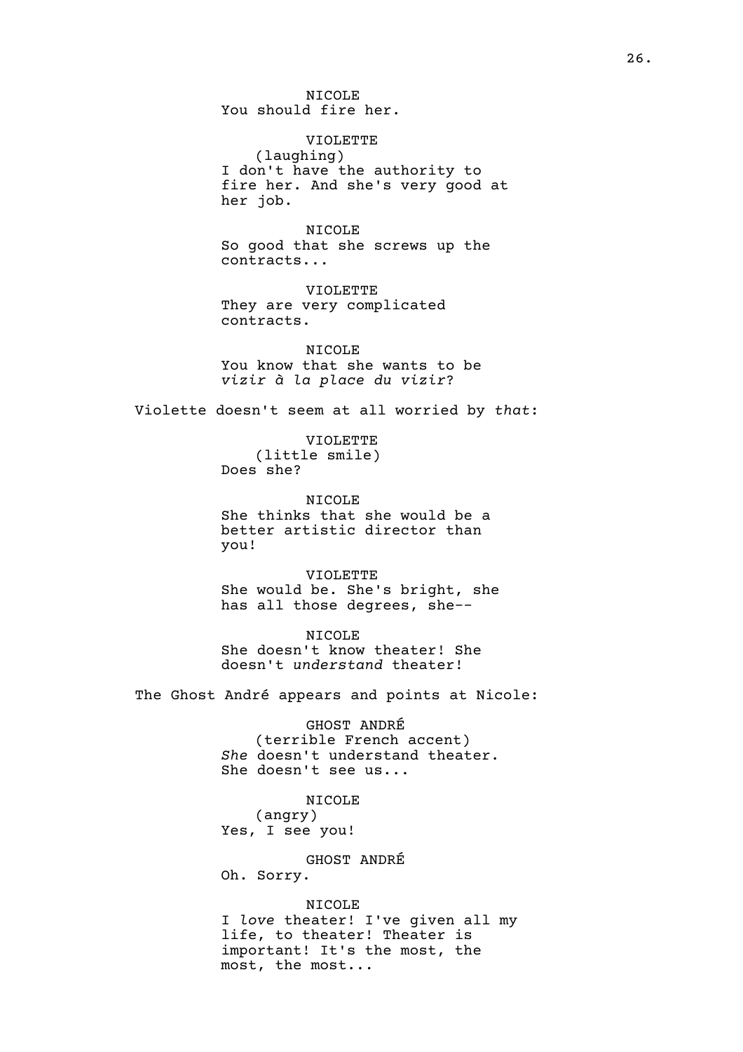NICOLE
You should fire her.

VIOLETTE
(laughing)
I don't have the authority to fire her. And she's very good at her job.

NICOLE
So good that she screws up the contracts...

VIOLETTE
They are very complicated contracts.

NICOLE
You know that she wants to be *vizir à la place du vizir*?

Violette doesn't seem at all worried by *that*:

VIOLETTE
(little smile)
Does she?

NICOLE
She thinks that she would be a better artistic director than you!

VIOLETTE
She would be. She's bright, she has all those degrees, she--

NICOLE
She doesn't know theater! She doesn't *understand* theater!

The Ghost André appears and points at Nicole:

GHOST ANDRÉ
(terrible French accent)
*She* doesn't understand theater. She doesn't see us...

NICOLE
(angry)
Yes, I see you!

GHOST ANDRÉ
Oh. Sorry.

NICOLE
I *love* theater! I've given all my life, to theater! Theater is important! It's the most, the most, the most...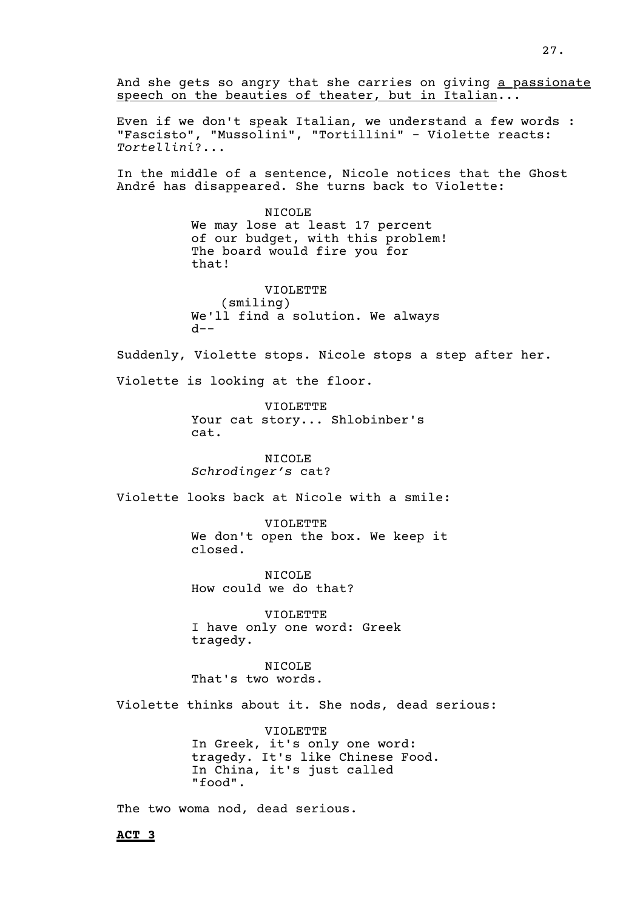And she gets so angry that she carries on giving <u>a passionate speech on the beauties of theater, but in Italian</u>...

Even if we don't speak Italian, we understand a few words : "Fascisto", "Mussolini", "Tortillini" - Violette reacts: *Tortellini*?...

In the middle of a sentence, Nicole notices that the Ghost André has disappeared. She turns back to Violette:

NICOLE
We may lose at least 17 percent of our budget, with this problem! The board would fire you for that!

VIOLETTE
(smiling)
We'll find a solution. We always d--

Suddenly, Violette stops. Nicole stops a step after her.

Violette is looking at the floor.

VIOLETTE
Your cat story... Shlobinber's cat.

NICOLE
*Schrodinger's* cat?

Violette looks back at Nicole with a smile:

VIOLETTE
We don't open the box. We keep it closed.

NICOLE
How could we do that?

VIOLETTE
I have only one word: Greek tragedy.

NICOLE
That's two words.

Violette thinks about it. She nods, dead serious:

VIOLETTE
In Greek, it's only one word: tragedy. It's like Chinese Food. In China, it's just called "food".

The two woma nod, dead serious.

**<u>ACT 3</u>**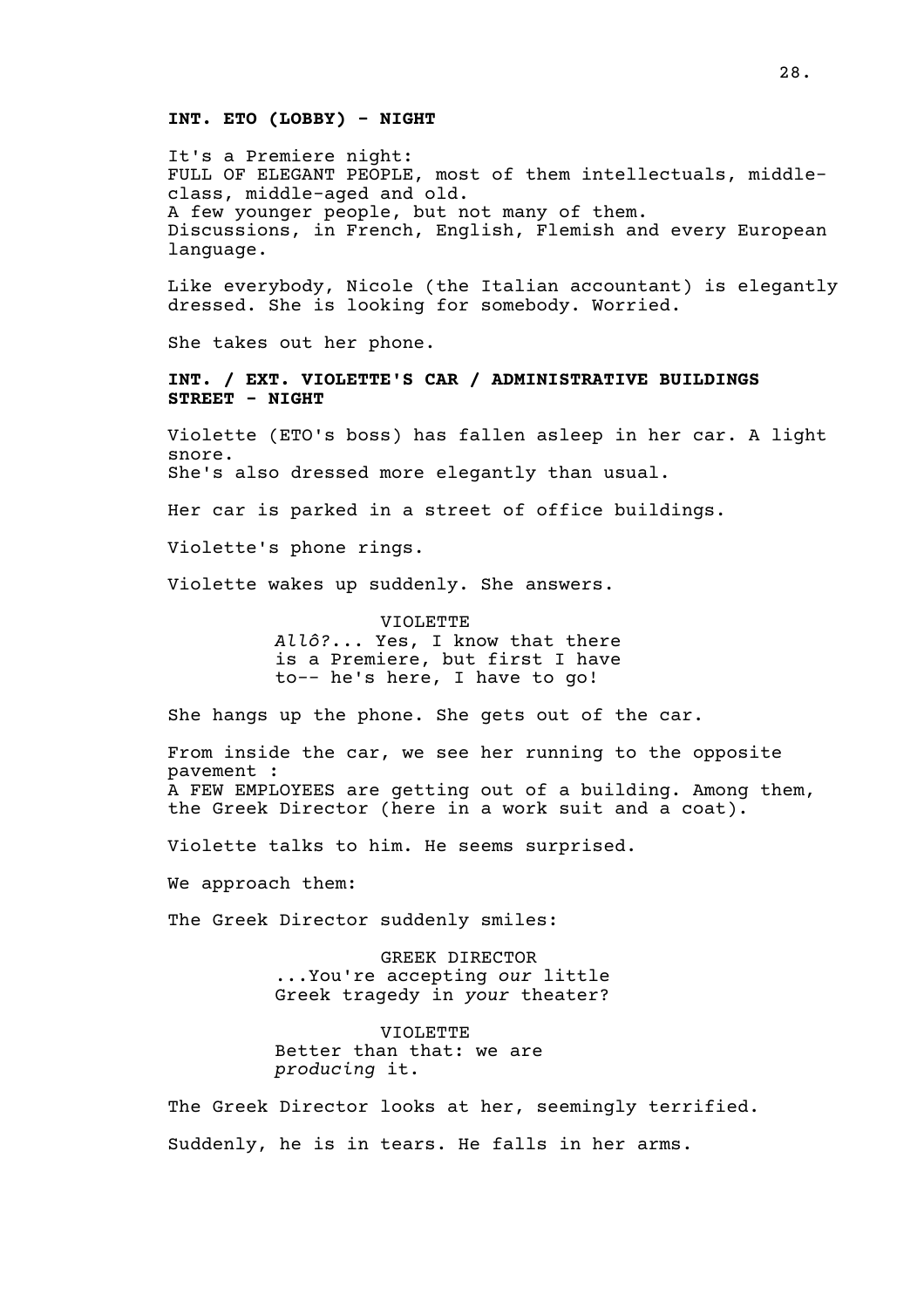**INT. ETO (LOBBY) - NIGHT**

It's a Premiere night:
FULL OF ELEGANT PEOPLE, most of them intellectuals, middle-class, middle-aged and old.
A few younger people, but not many of them.
Discussions, in French, English, Flemish and every European language.

Like everybody, Nicole (the Italian accountant) is elegantly dressed. She is looking for somebody. Worried.

She takes out her phone.

**INT. / EXT. VIOLETTE'S CAR / ADMINISTRATIVE BUILDINGS STREET - NIGHT**

Violette (ETO's boss) has fallen asleep in her car. A light snore.
She's also dressed more elegantly than usual.

Her car is parked in a street of office buildings.

Violette's phone rings.

Violette wakes up suddenly. She answers.

VIOLETTE
*Allô?*... Yes, I know that there is a Premiere, but first I have to-- he's here, I have to go!

She hangs up the phone. She gets out of the car.

From inside the car, we see her running to the opposite pavement :
A FEW EMPLOYEES are getting out of a building. Among them, the Greek Director (here in a work suit and a coat).

Violette talks to him. He seems surprised.

We approach them:

The Greek Director suddenly smiles:

GREEK DIRECTOR
...You're accepting *our* little Greek tragedy in *your* theater?

VIOLETTE
Better than that: we are *producing* it.

The Greek Director looks at her, seemingly terrified.

Suddenly, he is in tears. He falls in her arms.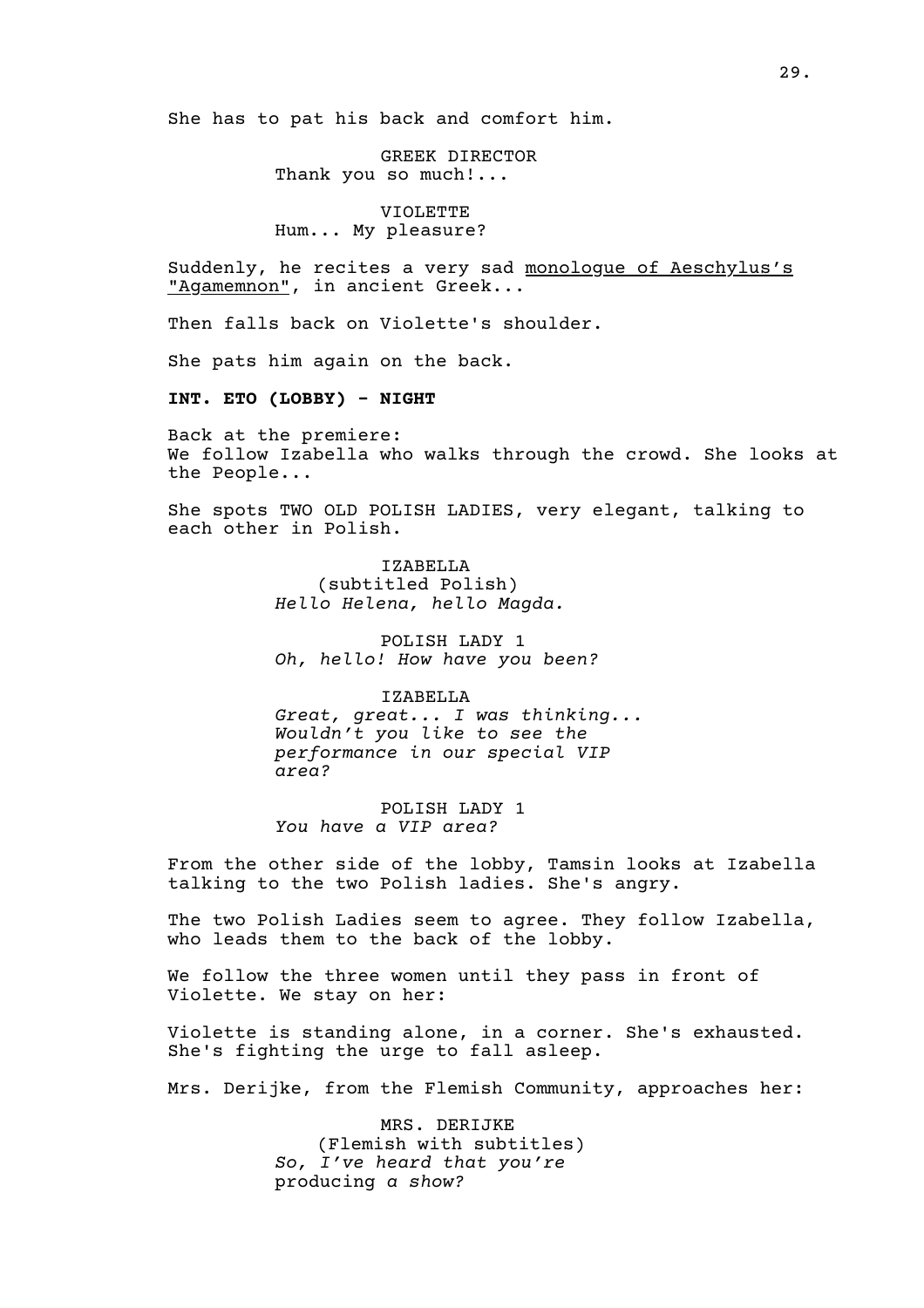She has to pat his back and comfort him.

GREEK DIRECTOR
Thank you so much!...

VIOLETTE
Hum... My pleasure?

Suddenly, he recites a very sad monologue of Aeschylus's "Agamemnon", in ancient Greek...

Then falls back on Violette's shoulder.

She pats him again on the back.

**INT. ETO (LOBBY) - NIGHT**

Back at the premiere:
We follow Izabella who walks through the crowd. She looks at the People...

She spots TWO OLD POLISH LADIES, very elegant, talking to each other in Polish.

IZABELLA
(subtitled Polish)
*Hello Helena, hello Magda.*

POLISH LADY 1
*Oh, hello! How have you been?*

IZABELLA
*Great, great... I was thinking... Wouldn't you like to see the performance in our special VIP area?*

POLISH LADY 1
*You have a VIP area?*

From the other side of the lobby, Tamsin looks at Izabella talking to the two Polish ladies. She's angry.

The two Polish Ladies seem to agree. They follow Izabella, who leads them to the back of the lobby.

We follow the three women until they pass in front of Violette. We stay on her:

Violette is standing alone, in a corner. She's exhausted. She's fighting the urge to fall asleep.

Mrs. Derijke, from the Flemish Community, approaches her:

MRS. DERIJKE
(Flemish with subtitles)
*So, I've heard that you're* producing *a show?*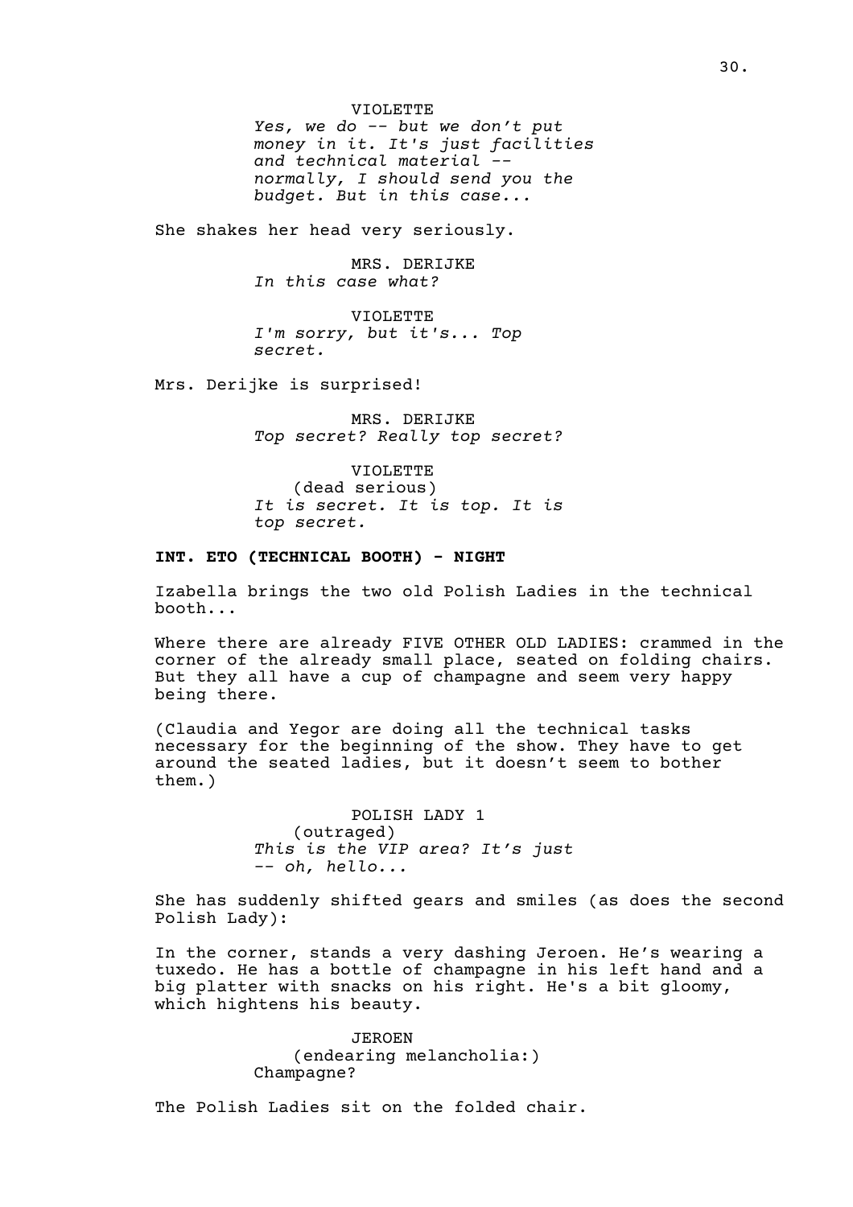VIOLETTE
*Yes, we do -- but we don't put money in it. It's just facilities and technical material -- normally, I should send you the budget. But in this case...*

She shakes her head very seriously.

MRS. DERIJKE
*In this case what?*

VIOLETTE
*I'm sorry, but it's... Top secret.*

Mrs. Derijke is surprised!

MRS. DERIJKE
*Top secret? Really top secret?*

VIOLETTE
(dead serious)
*It is secret. It is top. It is top secret.*

**INT. ETO (TECHNICAL BOOTH) - NIGHT**

Izabella brings the two old Polish Ladies in the technical booth...

Where there are already FIVE OTHER OLD LADIES: crammed in the corner of the already small place, seated on folding chairs. But they all have a cup of champagne and seem very happy being there.

(Claudia and Yegor are doing all the technical tasks necessary for the beginning of the show. They have to get around the seated ladies, but it doesn't seem to bother them.)

POLISH LADY 1
(outraged)
*This is the VIP area? It's just -- oh, hello...*

She has suddenly shifted gears and smiles (as does the second Polish Lady):

In the corner, stands a very dashing Jeroen. He's wearing a tuxedo. He has a bottle of champagne in his left hand and a big platter with snacks on his right. He's a bit gloomy, which hightens his beauty.

JEROEN
(endearing melancholia:)
Champagne?

The Polish Ladies sit on the folded chair.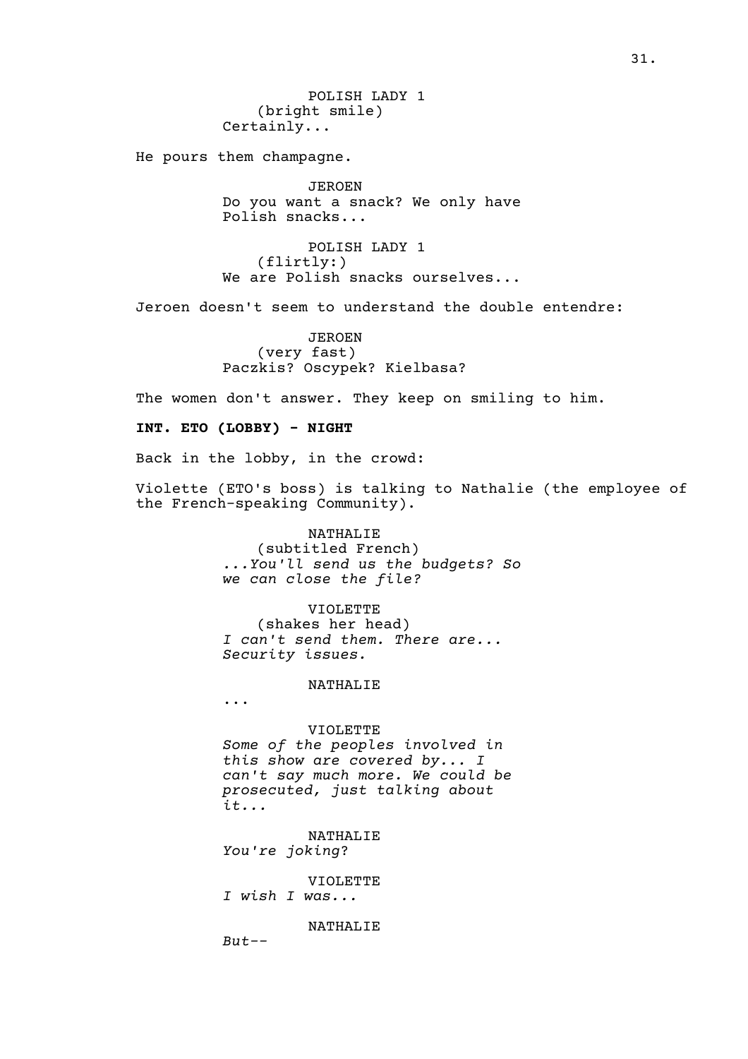POLISH LADY 1
(bright smile)
Certainly...

He pours them champagne.

JEROEN
Do you want a snack? We only have Polish snacks...

POLISH LADY 1
(flirtly:)
We are Polish snacks ourselves...

Jeroen doesn't seem to understand the double entendre:

JEROEN
(very fast)
Paczkis? Oscypek? Kielbasa?

The women don't answer. They keep on smiling to him.

**INT. ETO (LOBBY) - NIGHT**

Back in the lobby, in the crowd:

Violette (ETO's boss) is talking to Nathalie (the employee of the French-speaking Community).

NATHALIE
(subtitled French)
*...You'll send us the budgets? So we can close the file?*

VIOLETTE
(shakes her head)
*I can't send them. There are... Security issues.*

NATHALIE
...

VIOLETTE
*Some of the peoples involved in this show are covered by... I can't say much more. We could be prosecuted, just talking about it...*

NATHALIE
*You're joking*?

VIOLETTE
*I wish I was...*

NATHALIE
*But--*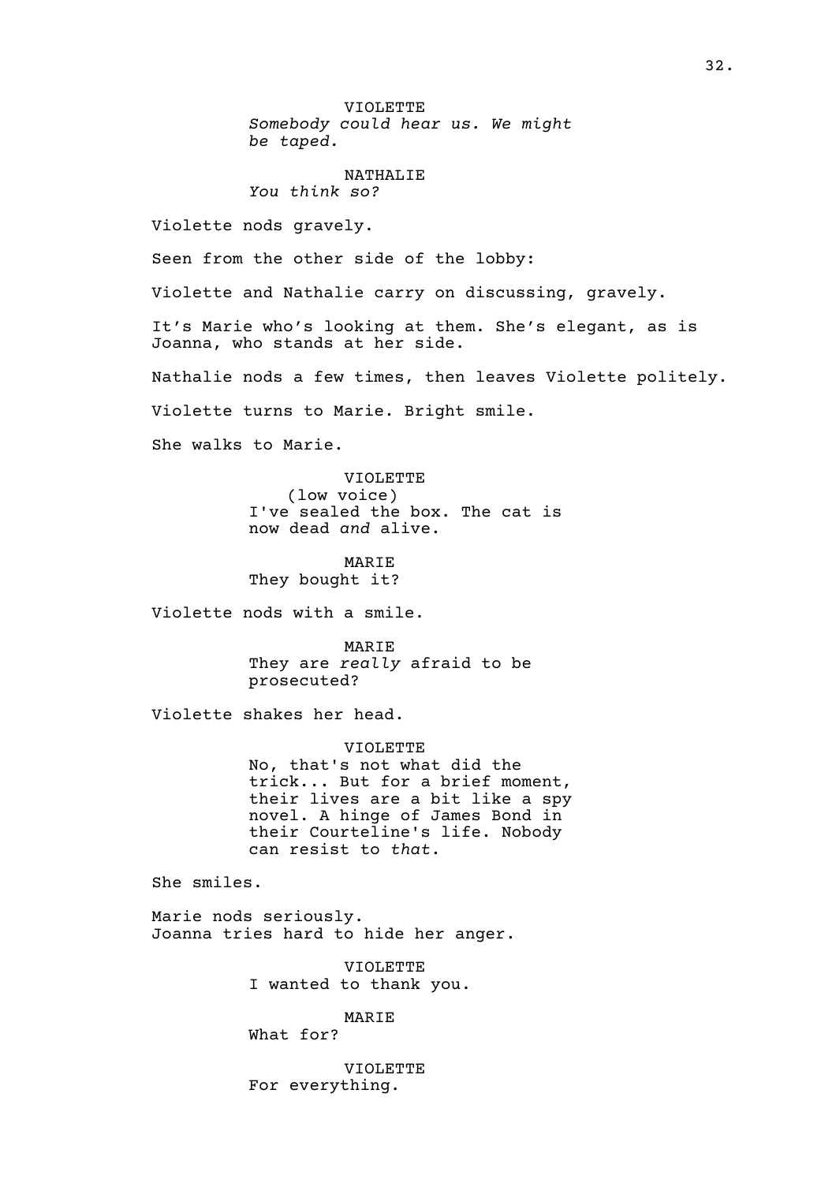VIOLETTE
*Somebody could hear us. We might be taped.*

NATHALIE
*You think so?*

Violette nods gravely.

Seen from the other side of the lobby:

Violette and Nathalie carry on discussing, gravely.

It's Marie who's looking at them. She's elegant, as is Joanna, who stands at her side.

Nathalie nods a few times, then leaves Violette politely.

Violette turns to Marie. Bright smile.

She walks to Marie.

VIOLETTE
(low voice)
I've sealed the box. The cat is now dead *and* alive.

MARIE
They bought it?

Violette nods with a smile.

MARIE
They are *really* afraid to be prosecuted?

Violette shakes her head.

VIOLETTE
No, that's not what did the trick... But for a brief moment, their lives are a bit like a spy novel. A hinge of James Bond in their Courteline's life. Nobody can resist to *that*.

She smiles.

Marie nods seriously.
Joanna tries hard to hide her anger.

VIOLETTE
I wanted to thank you.

MARIE
What for?

VIOLETTE
For everything.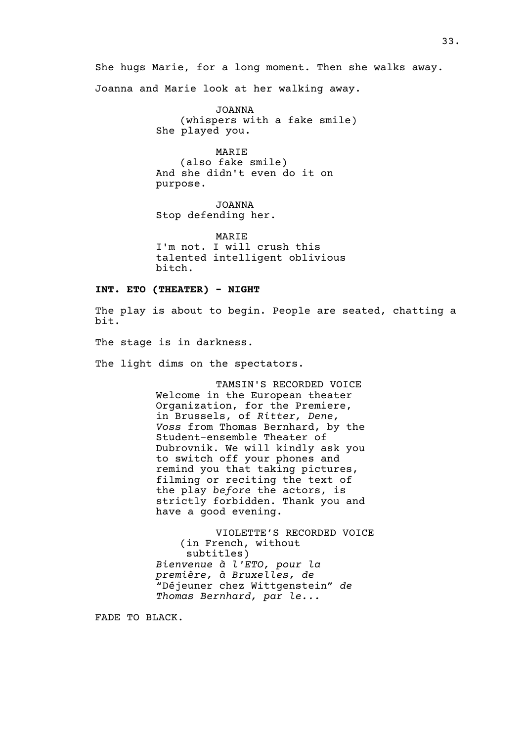She hugs Marie, for a long moment. Then she walks away.

Joanna and Marie look at her walking away.

JOANNA
(whispers with a fake smile)
She played you.

MARIE
(also fake smile)
And she didn't even do it on purpose.

JOANNA
Stop defending her.

MARIE
I'm not. I will crush this talented intelligent oblivious bitch.

**INT. ETO (THEATER) - NIGHT**

The play is about to begin. People are seated, chatting a bit.

The stage is in darkness.

The light dims on the spectators.

TAMSIN'S RECORDED VOICE
Welcome in the European theater Organization, for the Premiere, in Brussels, of *Ritter, Dene, Voss* from Thomas Bernhard, by the Student-ensemble Theater of Dubrovnik. We will kindly ask you to switch off your phones and remind you that taking pictures, filming or reciting the text of the play *before* the actors, is strictly forbidden. Thank you and have a good evening.

VIOLETTE'S RECORDED VOICE
(in French, without subtitles)
*Bienvenue à l'ETO, pour la première, à Bruxelles, de* "Déjeuner chez Wittgenstein" *de Thomas Bernhard, par le...*

FADE TO BLACK.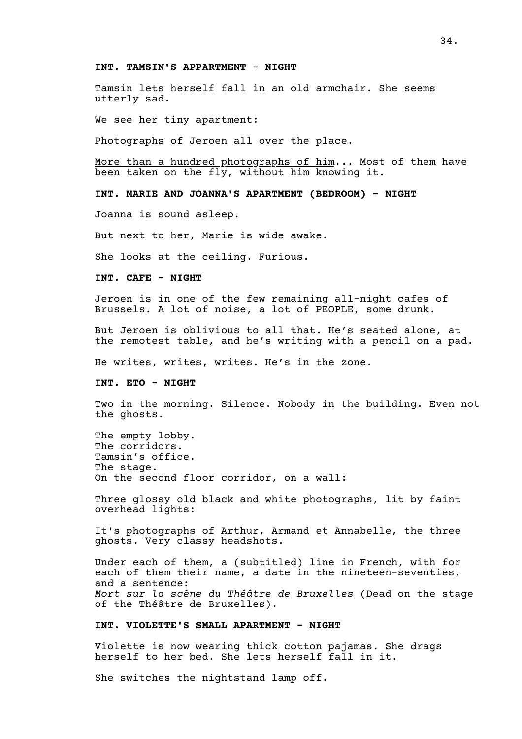**INT. TAMSIN'S APPARTMENT - NIGHT**

Tamsin lets herself fall in an old armchair. She seems utterly sad.

We see her tiny apartment:

Photographs of Jeroen all over the place.

<u>More than a hundred photographs of him</u>... Most of them have been taken on the fly, without him knowing it.

**INT. MARIE AND JOANNA'S APARTMENT (BEDROOM) - NIGHT**

Joanna is sound asleep.

But next to her, Marie is wide awake.

She looks at the ceiling. Furious.

**INT. CAFE - NIGHT**

Jeroen is in one of the few remaining all-night cafes of Brussels. A lot of noise, a lot of PEOPLE, some drunk.

But Jeroen is oblivious to all that. He's seated alone, at the remotest table, and he's writing with a pencil on a pad.

He writes, writes, writes. He's in the zone.

**INT. ETO - NIGHT**

Two in the morning. Silence. Nobody in the building. Even not the ghosts.

The empty lobby.
The corridors.
Tamsin's office.
The stage.
On the second floor corridor, on a wall:

Three glossy old black and white photographs, lit by faint overhead lights:

It's photographs of Arthur, Armand et Annabelle, the three ghosts. Very classy headshots.

Under each of them, a (subtitled) line in French, with for each of them their name, a date in the nineteen-seventies, and a sentence:
*Mort sur la scène du Théâtre de Bruxelles* (Dead on the stage of the Théâtre de Bruxelles).

**INT. VIOLETTE'S SMALL APARTMENT - NIGHT**

Violette is now wearing thick cotton pajamas. She drags herself to her bed. She lets herself fall in it.

She switches the nightstand lamp off.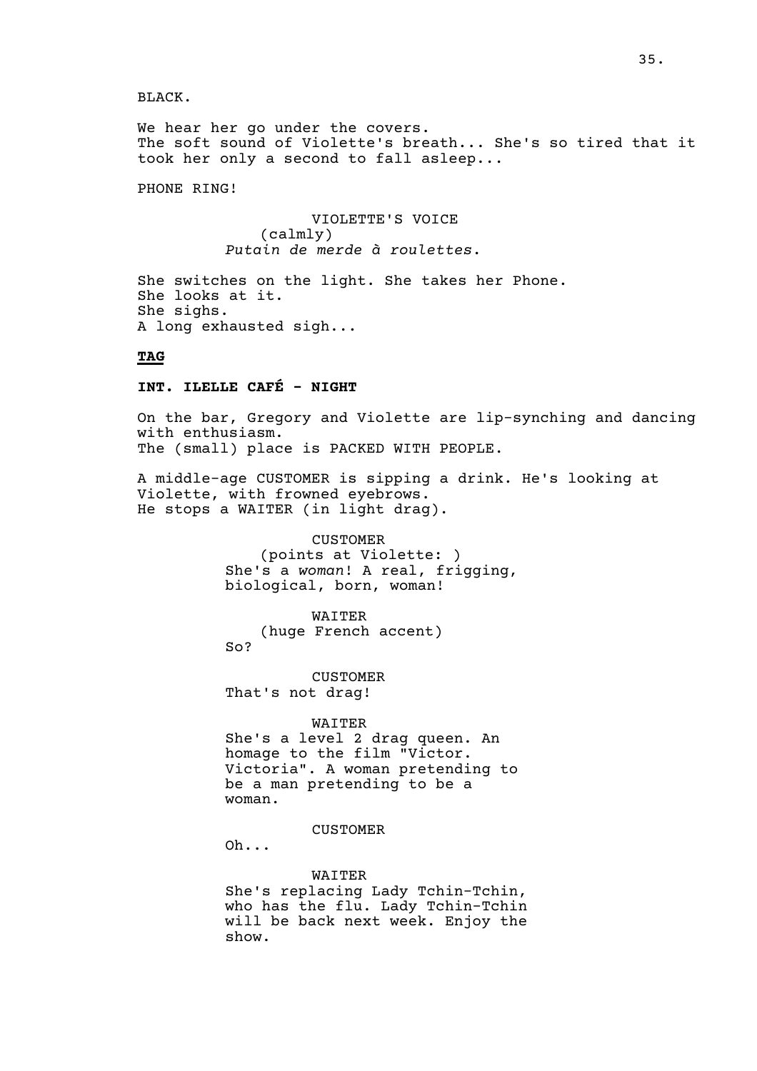BLACK.

We hear her go under the covers.
The soft sound of Violette's breath... She's so tired that it took her only a second to fall asleep...

PHONE RING!

VIOLETTE'S VOICE
(calmly)
*Putain de merde à roulettes*.

She switches on the light. She takes her Phone.
She looks at it.
She sighs.
A long exhausted sigh...

**TAG**

**INT. ILELLE CAFÉ - NIGHT**

On the bar, Gregory and Violette are lip-synching and dancing with enthusiasm.
The (small) place is PACKED WITH PEOPLE.

A middle-age CUSTOMER is sipping a drink. He's looking at Violette, with frowned eyebrows.
He stops a WAITER (in light drag).

CUSTOMER
(points at Violette: )
She's a *woman*! A real, frigging, biological, born, woman!

WAITER
(huge French accent)
So?

CUSTOMER
That's not drag!

WAITER
She's a level 2 drag queen. An homage to the film "Victor. Victoria". A woman pretending to be a man pretending to be a woman.

CUSTOMER
Oh...

WAITER
She's replacing Lady Tchin-Tchin, who has the flu. Lady Tchin-Tchin will be back next week. Enjoy the show.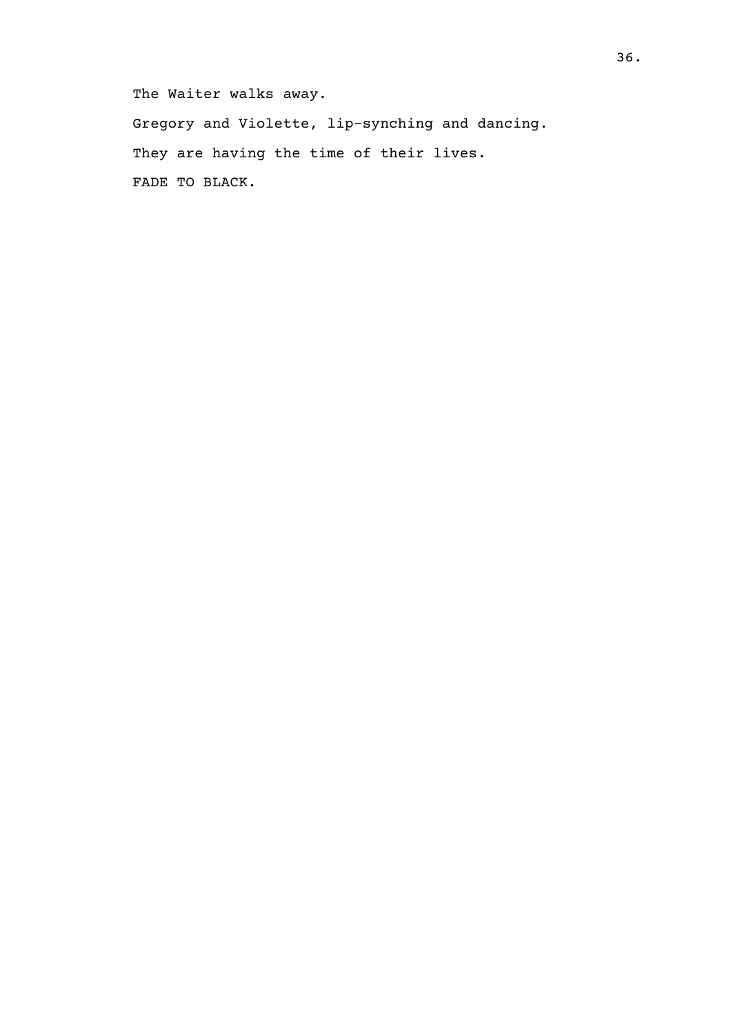The Waiter walks away.

Gregory and Violette, lip-synching and dancing.

They are having the time of their lives.

FADE TO BLACK.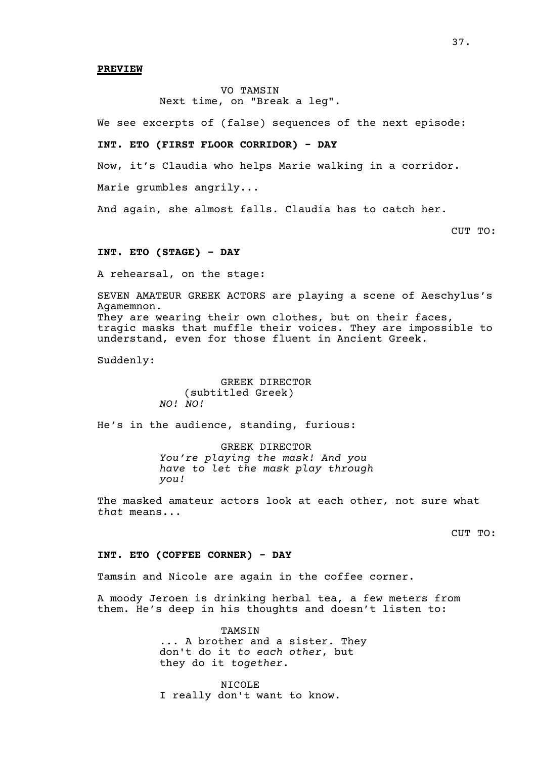**PREVIEW**

VO TAMSIN
Next time, on "Break a leg".

We see excerpts of (false) sequences of the next episode:

**INT. ETO (FIRST FLOOR CORRIDOR) - DAY**

Now, it's Claudia who helps Marie walking in a corridor.

Marie grumbles angrily...

And again, she almost falls. Claudia has to catch her.

CUT TO:

**INT. ETO (STAGE) - DAY**

A rehearsal, on the stage:

SEVEN AMATEUR GREEK ACTORS are playing a scene of Aeschylus's Agamemnon.
They are wearing their own clothes, but on their faces, tragic masks that muffle their voices. They are impossible to understand, even for those fluent in Ancient Greek.

Suddenly:

GREEK DIRECTOR
(subtitled Greek)
*NO! NO!*

He's in the audience, standing, furious:

GREEK DIRECTOR
*You're playing the mask! And you have to let the mask play through you!*

The masked amateur actors look at each other, not sure what *that* means...

CUT TO:

**INT. ETO (COFFEE CORNER) - DAY**

Tamsin and Nicole are again in the coffee corner.

A moody Jeroen is drinking herbal tea, a few meters from them. He's deep in his thoughts and doesn't listen to:

TAMSIN
... A brother and a sister. They don't do it *to each other*, but they do it *together*.

NICOLE
I really don't want to know.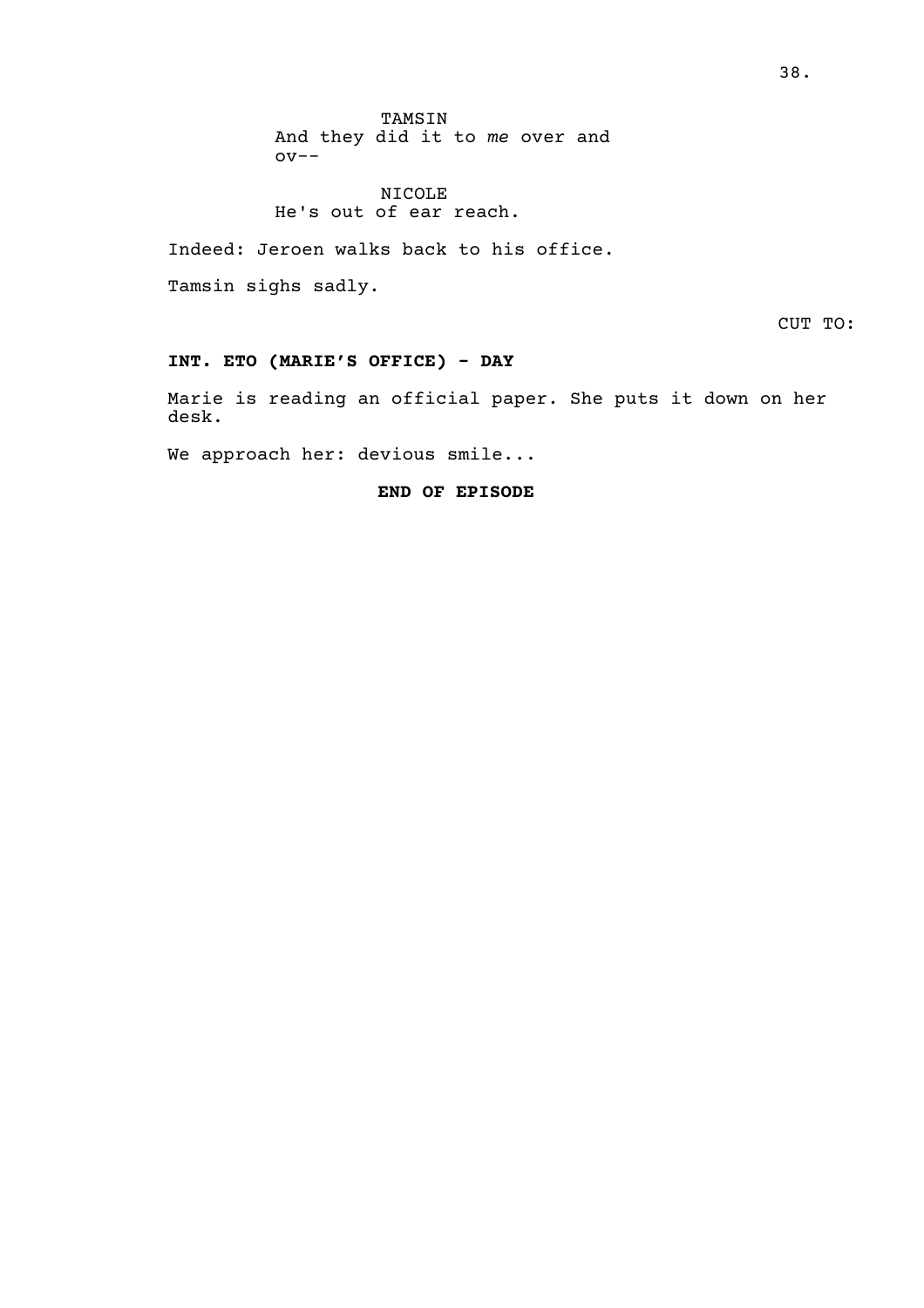TAMSIN
And they did it to *me* over and ov--

NICOLE
He's out of ear reach.

Indeed: Jeroen walks back to his office.

Tamsin sighs sadly.

CUT TO:

**INT. ETO (MARIE'S OFFICE) - DAY**

Marie is reading an official paper. She puts it down on her desk.

We approach her: devious smile...

**END OF EPISODE**